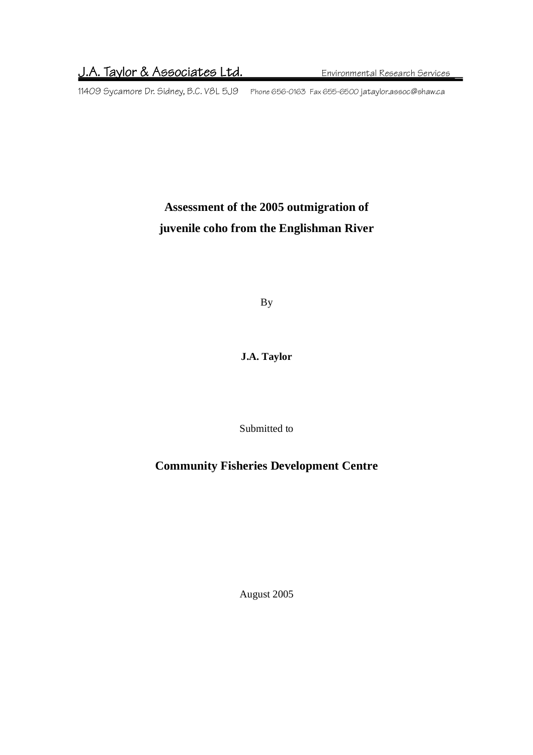J.A. Taylor & Associates Ltd. Environmental Research Services

11409 Sycamore Dr. Sidney, B.C. V8L 5J9 Phone 656-0163 Fax 655-6500 jataylor.assoc@shaw.ca

# Assessment of the 2005 outmigration of juvenile coho from the Englishman River

By

**J.A. Taylor**

Submitted to

**Community Fisheries Development Centre**

August 2005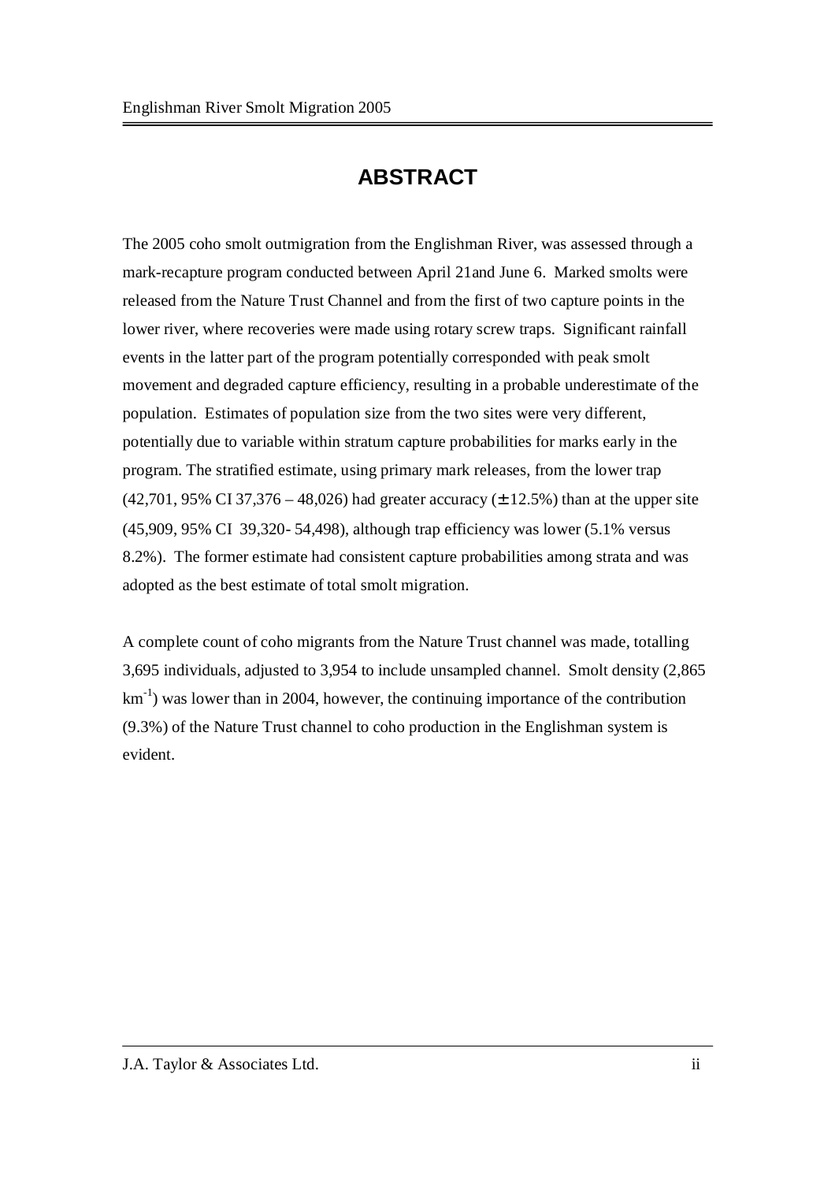# ABSTRACT

The 2005 coho smolt outmigration from the Englishman River, was assessed through a mark-recapture program conducted between April 21and June 6. Marked smolts were released from the Nature Trust Channel and from the first of two capture points in the lower river, where recoveries were made using rotary screw traps. Significant rainfall events in the latter part of the program potentially corresponded with peak smolt movement and degraded capture efficiency, resulting in a probable underestimate of the population. Estimates of population size from the two sites were very different, potentially due to variable within stratum capture probabilities for marks early in the program. The stratified estimate, using primary mark releases, from the lower trap (42,701, 95% CI 37,376 – 48,026) had greater accuracy (± 12.5%) than at the upper site (45,909, 95% CI 39,320- 54,498), although trap efficiency was lower (5.1% versus 8.2%). The former estimate had consistent capture probabilities among strata and was adopted as the best estimate of total smolt migration.

A complete count of coho migrants from the Nature Trust channel was made, totalling 3,695 individuals, adjusted to 3,954 to include unsampled channel. Smolt density (2,865 $km^{-1}$) was lower than in 2004, however, the continuing importance of the contribution (9.3%) of the Nature Trust channel to coho production in the Englishman system is evident.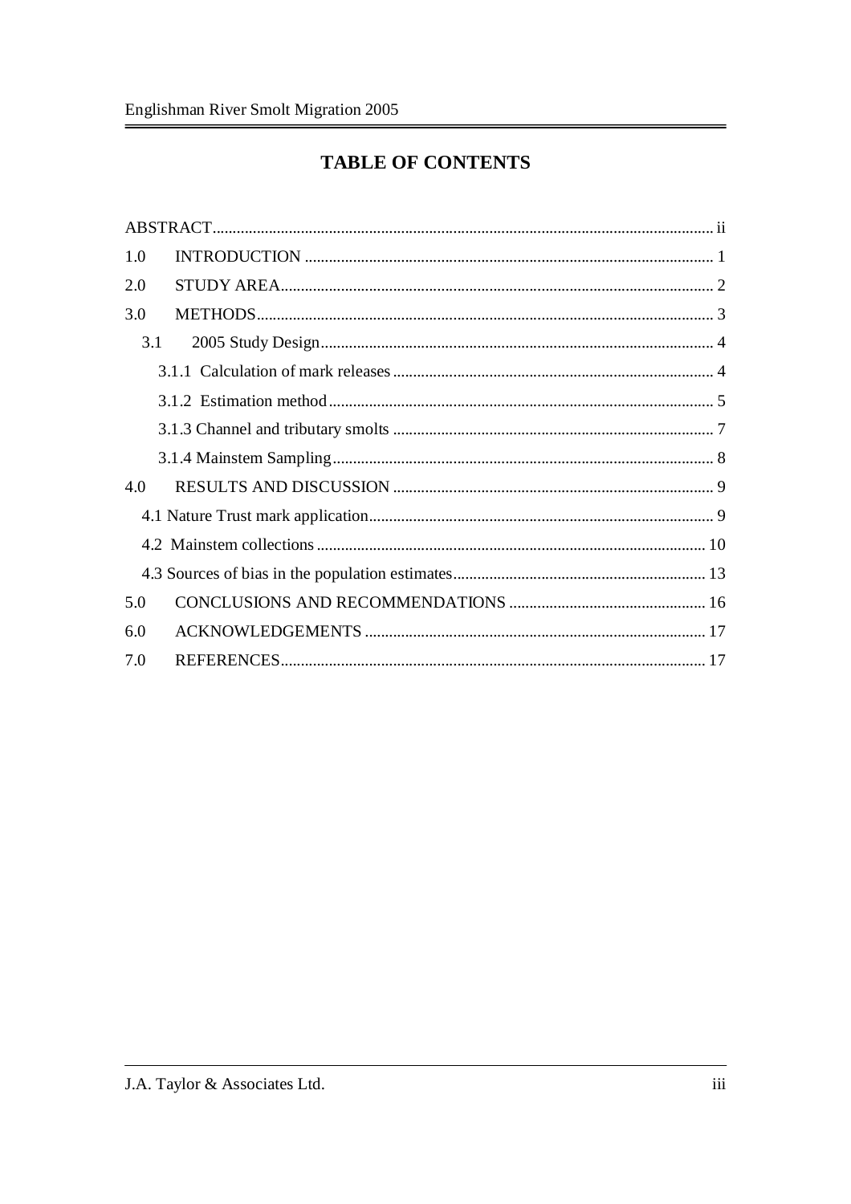# TABLE OF CONTENTS

ABSTRACT ..... ii

1.0 INTRODUCTION ..... 1

2.0 STUDY AREA ..... 2

3.0 METHODS ..... 3

- 3.1 2005 Study Design ..... 4
  - 3.1.1 Calculation of mark releases ..... 4
  - 3.1.2 Estimation method ..... 5
  - 3.1.3 Channel and tributary smolts ..... 7
  - 3.1.4 Mainstem Sampling ..... 8

4.0 RESULTS AND DISCUSSION ..... 9

- 4.1 Nature Trust mark application ..... 9
- 4.2 Mainstem collections ..... 10
- 4.3 Sources of bias in the population estimates ..... 13

5.0 CONCLUSIONS AND RECOMMENDATIONS ..... 16

6.0 ACKNOWLEDGEMENTS ..... 17

7.0 REFERENCES ..... 17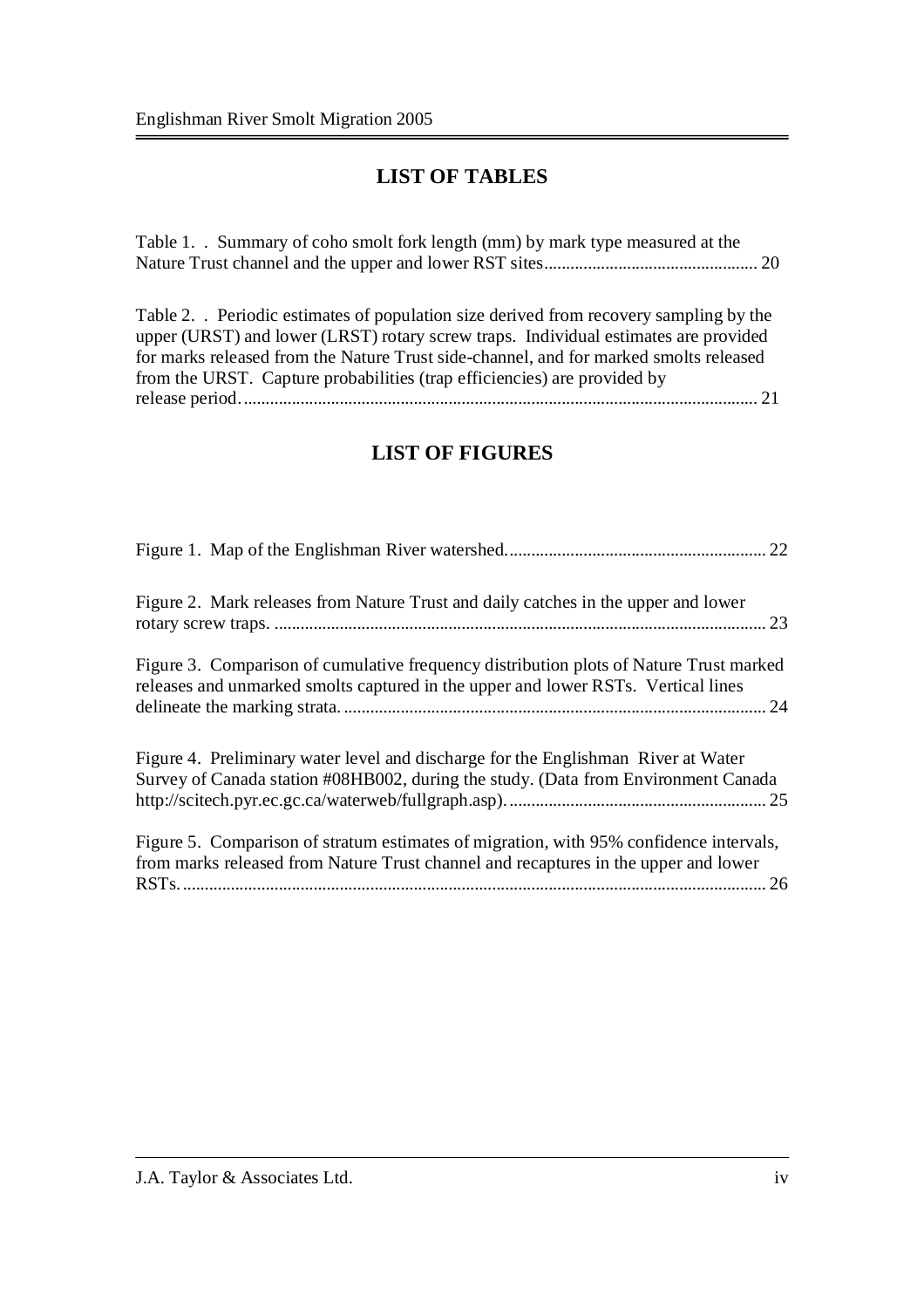## LIST OF TABLES

Table 1. . Summary of coho smolt fork length (mm) by mark type measured at the Nature Trust channel and the upper and lower RST sites................................................ 20

Table 2. . Periodic estimates of population size derived from recovery sampling by the upper (URST) and lower (LRST) rotary screw traps. Individual estimates are provided for marks released from the Nature Trust side-channel, and for marked smolts released from the URST. Capture probabilities (trap efficiencies) are provided by release period. ...................................................................................................................... 21

## LIST OF FIGURES

Figure 1. Map of the Englishman River watershed........................................................... 22

Figure 2. Mark releases from Nature Trust and daily catches in the upper and lower rotary screw traps. ................................................................................................................ 23

Figure 3. Comparison of cumulative frequency distribution plots of Nature Trust marked releases and unmarked smolts captured in the upper and lower RSTs. Vertical lines delineate the marking strata. ................................................................................................ 24

Figure 4. Preliminary water level and discharge for the Englishman River at Water Survey of Canada station #08HB002, during the study. (Data from Environment Canada http://scitech.pyr.ec.gc.ca/waterweb/fullgraph.asp). .......................................................... 25

Figure 5. Comparison of stratum estimates of migration, with 95% confidence intervals, from marks released from Nature Trust channel and recaptures in the upper and lower RSTs. ..................................................................................................................................... 26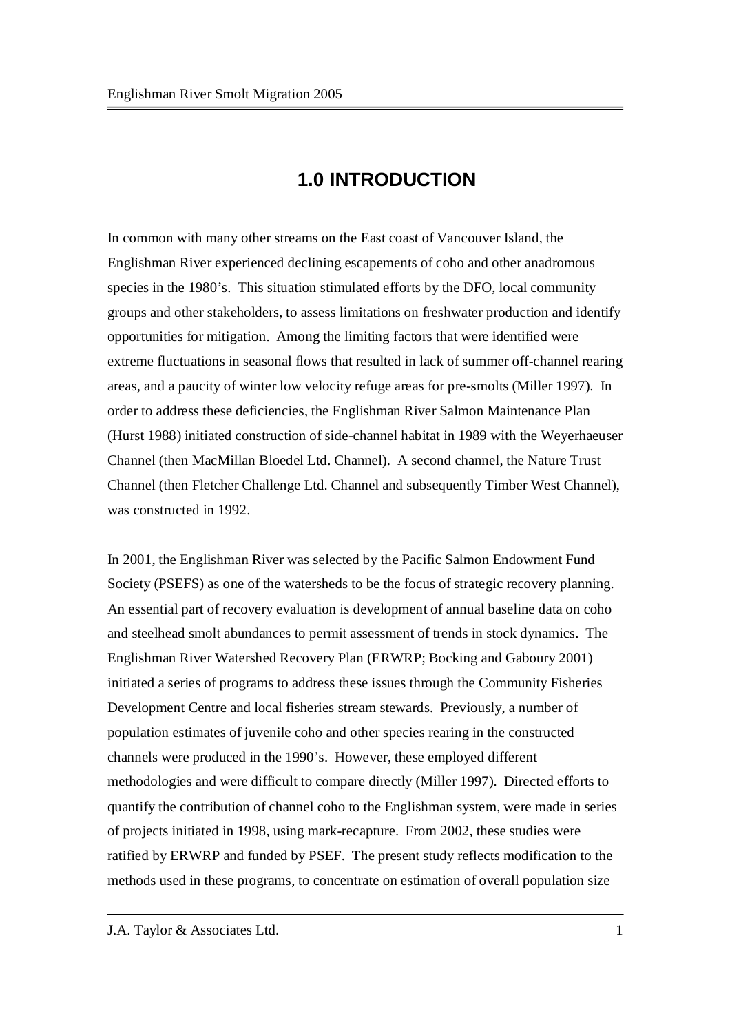# 1.0 INTRODUCTION

In common with many other streams on the East coast of Vancouver Island, the Englishman River experienced declining escapements of coho and other anadromous species in the 1980's. This situation stimulated efforts by the DFO, local community groups and other stakeholders, to assess limitations on freshwater production and identify opportunities for mitigation. Among the limiting factors that were identified were extreme fluctuations in seasonal flows that resulted in lack of summer off-channel rearing areas, and a paucity of winter low velocity refuge areas for pre-smolts (Miller 1997). In order to address these deficiencies, the Englishman River Salmon Maintenance Plan (Hurst 1988) initiated construction of side-channel habitat in 1989 with the Weyerhaeuser Channel (then MacMillan Bloedel Ltd. Channel). A second channel, the Nature Trust Channel (then Fletcher Challenge Ltd. Channel and subsequently Timber West Channel), was constructed in 1992.

In 2001, the Englishman River was selected by the Pacific Salmon Endowment Fund Society (PSEFS) as one of the watersheds to be the focus of strategic recovery planning. An essential part of recovery evaluation is development of annual baseline data on coho and steelhead smolt abundances to permit assessment of trends in stock dynamics. The Englishman River Watershed Recovery Plan (ERWRP; Bocking and Gaboury 2001) initiated a series of programs to address these issues through the Community Fisheries Development Centre and local fisheries stream stewards. Previously, a number of population estimates of juvenile coho and other species rearing in the constructed channels were produced in the 1990's. However, these employed different methodologies and were difficult to compare directly (Miller 1997). Directed efforts to quantify the contribution of channel coho to the Englishman system, were made in series of projects initiated in 1998, using mark-recapture. From 2002, these studies were ratified by ERWRP and funded by PSEF. The present study reflects modification to the methods used in these programs, to concentrate on estimation of overall population size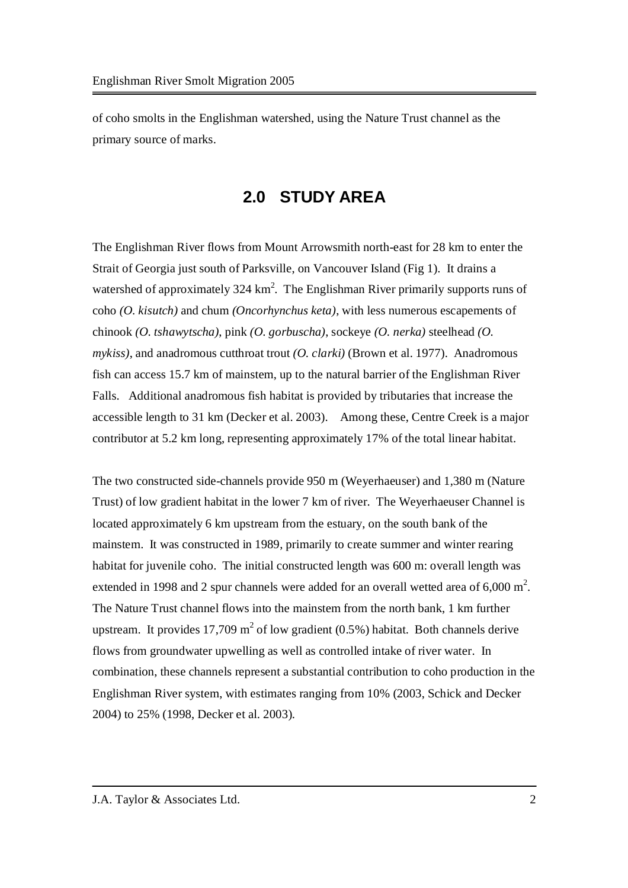of coho smolts in the Englishman watershed, using the Nature Trust channel as the primary source of marks.

## 2.0 STUDY AREA

The Englishman River flows from Mount Arrowsmith north-east for 28 km to enter the Strait of Georgia just south of Parksville, on Vancouver Island (Fig 1). It drains a watershed of approximately 324 $km^2$. The Englishman River primarily supports runs of coho *(O. kisutch)* and chum *(Oncorhynchus keta)*, with less numerous escapements of chinook *(O. tshawytscha)*, pink *(O. gorbuscha)*, sockeye *(O. nerka)* steelhead *(O. mykiss)*, and anadromous cutthroat trout *(O. clarki)* (Brown et al. 1977). Anadromous fish can access 15.7 km of mainstem, up to the natural barrier of the Englishman River Falls. Additional anadromous fish habitat is provided by tributaries that increase the accessible length to 31 km (Decker et al. 2003). Among these, Centre Creek is a major contributor at 5.2 km long, representing approximately 17% of the total linear habitat.

The two constructed side-channels provide 950 m (Weyerhaeuser) and 1,380 m (Nature Trust) of low gradient habitat in the lower 7 km of river. The Weyerhaeuser Channel is located approximately 6 km upstream from the estuary, on the south bank of the mainstem. It was constructed in 1989, primarily to create summer and winter rearing habitat for juvenile coho. The initial constructed length was 600 m: overall length was extended in 1998 and 2 spur channels were added for an overall wetted area of 6,000 $m^2$. The Nature Trust channel flows into the mainstem from the north bank, 1 km further upstream. It provides 17,709 $m^2$ of low gradient (0.5%) habitat. Both channels derive flows from groundwater upwelling as well as controlled intake of river water. In combination, these channels represent a substantial contribution to coho production in the Englishman River system, with estimates ranging from 10% (2003, Schick and Decker 2004) to 25% (1998, Decker et al. 2003).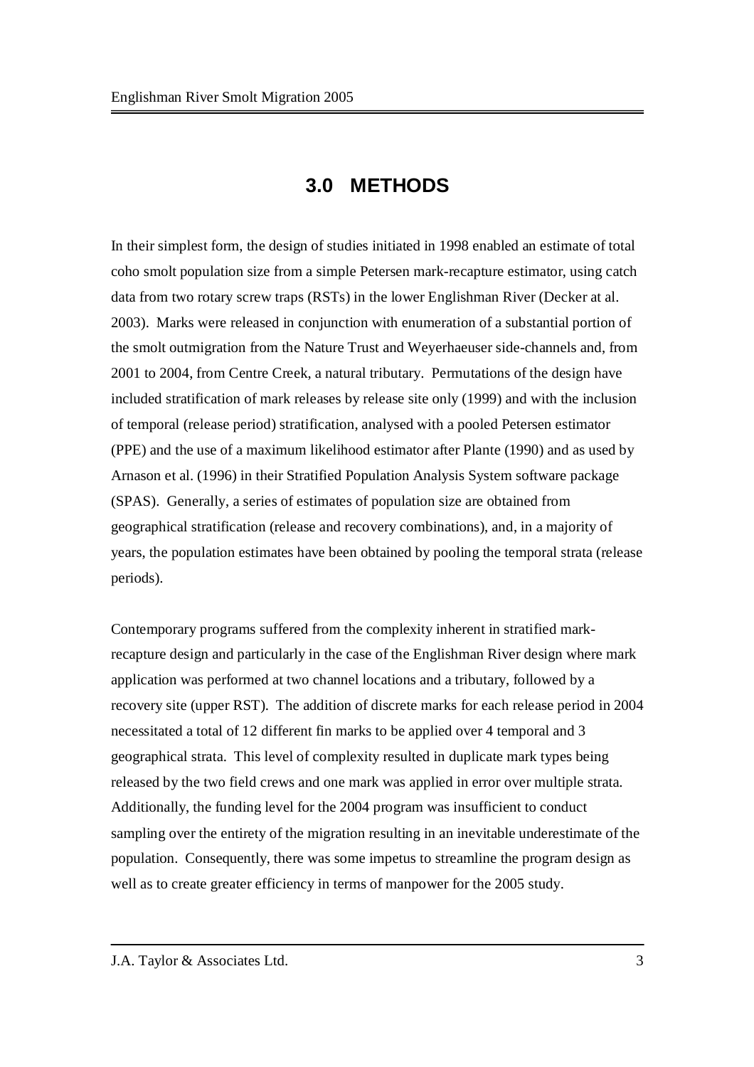# 3.0 METHODS

In their simplest form, the design of studies initiated in 1998 enabled an estimate of total coho smolt population size from a simple Petersen mark-recapture estimator, using catch data from two rotary screw traps (RSTs) in the lower Englishman River (Decker at al. 2003). Marks were released in conjunction with enumeration of a substantial portion of the smolt outmigration from the Nature Trust and Weyerhaeuser side-channels and, from 2001 to 2004, from Centre Creek, a natural tributary. Permutations of the design have included stratification of mark releases by release site only (1999) and with the inclusion of temporal (release period) stratification, analysed with a pooled Petersen estimator (PPE) and the use of a maximum likelihood estimator after Plante (1990) and as used by Arnason et al. (1996) in their Stratified Population Analysis System software package (SPAS). Generally, a series of estimates of population size are obtained from geographical stratification (release and recovery combinations), and, in a majority of years, the population estimates have been obtained by pooling the temporal strata (release periods).

Contemporary programs suffered from the complexity inherent in stratified mark-recapture design and particularly in the case of the Englishman River design where mark application was performed at two channel locations and a tributary, followed by a recovery site (upper RST). The addition of discrete marks for each release period in 2004 necessitated a total of 12 different fin marks to be applied over 4 temporal and 3 geographical strata. This level of complexity resulted in duplicate mark types being released by the two field crews and one mark was applied in error over multiple strata. Additionally, the funding level for the 2004 program was insufficient to conduct sampling over the entirety of the migration resulting in an inevitable underestimate of the population. Consequently, there was some impetus to streamline the program design as well as to create greater efficiency in terms of manpower for the 2005 study.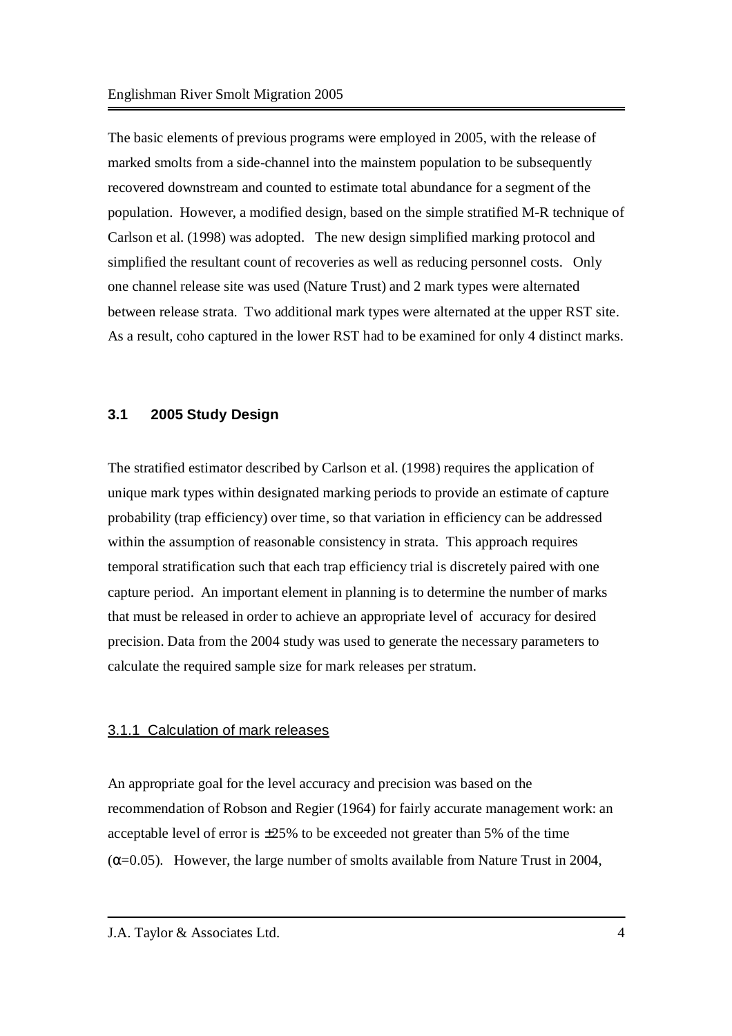The basic elements of previous programs were employed in 2005, with the release of marked smolts from a side-channel into the mainstem population to be subsequently recovered downstream and counted to estimate total abundance for a segment of the population. However, a modified design, based on the simple stratified M-R technique of Carlson et al. (1998) was adopted. The new design simplified marking protocol and simplified the resultant count of recoveries as well as reducing personnel costs. Only one channel release site was used (Nature Trust) and 2 mark types were alternated between release strata. Two additional mark types were alternated at the upper RST site. As a result, coho captured in the lower RST had to be examined for only 4 distinct marks.

## 3.1 2005 Study Design

The stratified estimator described by Carlson et al. (1998) requires the application of unique mark types within designated marking periods to provide an estimate of capture probability (trap efficiency) over time, so that variation in efficiency can be addressed within the assumption of reasonable consistency in strata. This approach requires temporal stratification such that each trap efficiency trial is discretely paired with one capture period. An important element in planning is to determine the number of marks that must be released in order to achieve an appropriate level of accuracy for desired precision. Data from the 2004 study was used to generate the necessary parameters to calculate the required sample size for mark releases per stratum.

### 3.1.1 Calculation of mark releases

An appropriate goal for the level accuracy and precision was based on the recommendation of Robson and Regier (1964) for fairly accurate management work: an acceptable level of error is ±25% to be exceeded not greater than 5% of the time ($\alpha$=0.05). However, the large number of smolts available from Nature Trust in 2004,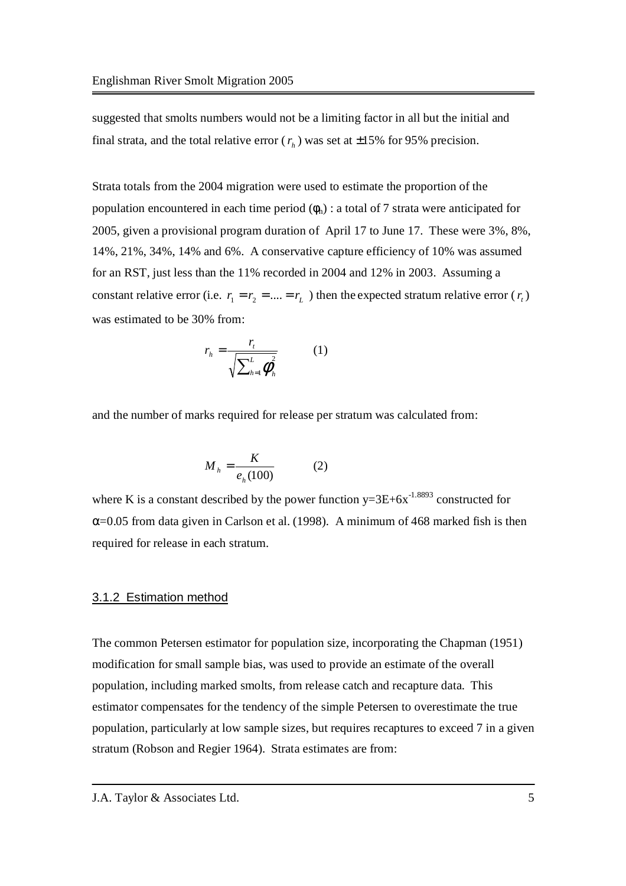suggested that smolts numbers would not be a limiting factor in all but the initial and final strata, and the total relative error ($r_h$) was set at ±15% for 95% precision.

Strata totals from the 2004 migration were used to estimate the proportion of the population encountered in each time period ($\phi_h$) : a total of 7 strata were anticipated for 2005, given a provisional program duration of April 17 to June 17. These were 3%, 8%, 14%, 21%, 34%, 14% and 6%. A conservative capture efficiency of 10% was assumed for an RST, just less than the 11% recorded in 2004 and 12% in 2003. Assuming a constant relative error (i.e. $r_1 = r_2 = .... = r_L$ ) then the expected stratum relative error ($r_t$) was estimated to be 30% from:

$$r_h = \frac{r_t}{\sqrt{\sum_{h=1}^{L} \phi_h^2}} \qquad (1)$$

and the number of marks required for release per stratum was calculated from:

$$M_h = \frac{K}{e_h(100)} \qquad (2)$$

where K is a constant described by the power function $y=3E+6x^{-1.8893}$ constructed for $\alpha$=0.05 from data given in Carlson et al. (1998). A minimum of 468 marked fish is then required for release in each stratum.

### 3.1.2 Estimation method

The common Petersen estimator for population size, incorporating the Chapman (1951) modification for small sample bias, was used to provide an estimate of the overall population, including marked smolts, from release catch and recapture data. This estimator compensates for the tendency of the simple Petersen to overestimate the true population, particularly at low sample sizes, but requires recaptures to exceed 7 in a given stratum (Robson and Regier 1964). Strata estimates are from: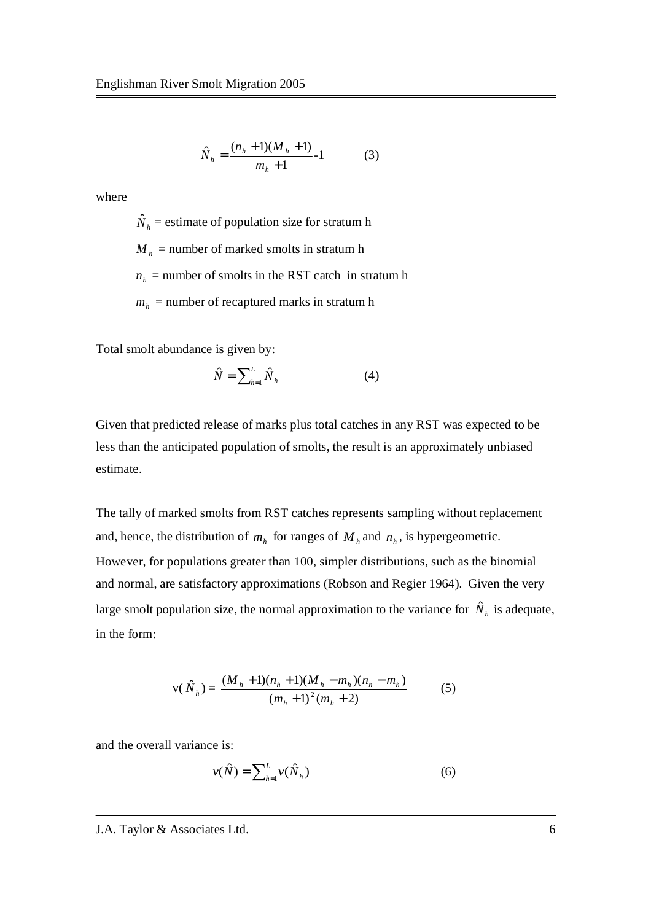$$\hat{N}_h = \frac{(n_h + 1)(M_h + 1)}{m_h + 1} - 1 \qquad (3)$$

where

$\hat{N}_h$ = estimate of population size for stratum h

$M_h$ = number of marked smolts in stratum h

$n_h$ = number of smolts in the RST catch in stratum h

$m_h$ = number of recaptured marks in stratum h

Total smolt abundance is given by:

$$\hat{N} = \sum_{h=1}^{L} \hat{N}_h \qquad (4)$$

Given that predicted release of marks plus total catches in any RST was expected to be less than the anticipated population of smolts, the result is an approximately unbiased estimate.

The tally of marked smolts from RST catches represents sampling without replacement and, hence, the distribution of $m_h$ for ranges of $M_h$ and $n_h$, is hypergeometric. However, for populations greater than 100, simpler distributions, such as the binomial and normal, are satisfactory approximations (Robson and Regier 1964). Given the very large smolt population size, the normal approximation to the variance for $\hat{N}_h$ is adequate, in the form:

$$\mathrm{v}(\hat{N}_h) = \frac{(M_h + 1)(n_h + 1)(M_h - m_h)(n_h - m_h)}{(m_h + 1)^2 (m_h + 2)} \qquad (5)$$

and the overall variance is:

$$v(\hat{N}) = \sum_{h=1}^{L} v(\hat{N}_h) \qquad (6)$$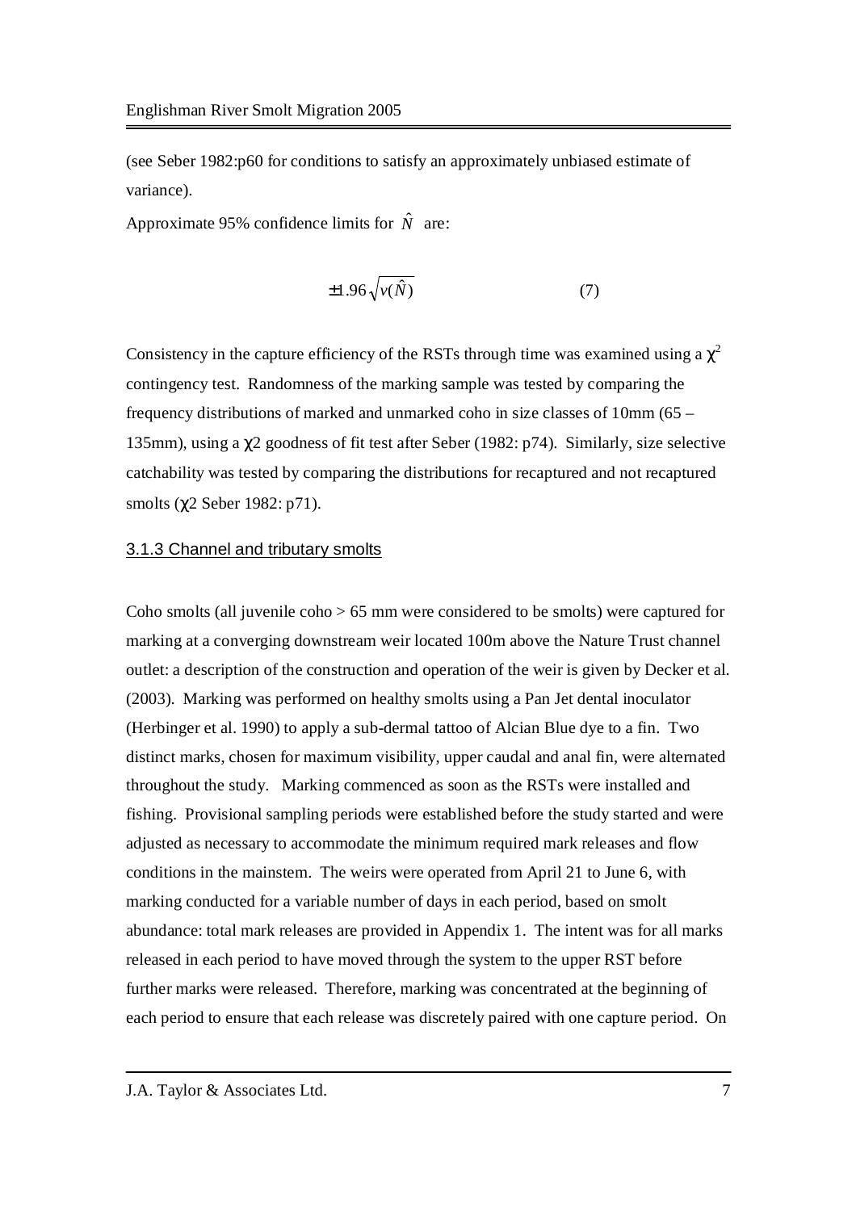(see Seber 1982:p60 for conditions to satisfy an approximately unbiased estimate of variance).

Approximate 95% confidence limits for $\hat{N}$ are:

$$\pm 1.96\sqrt{v(\hat{N})} \qquad (7)$$

Consistency in the capture efficiency of the RSTs through time was examined using a $\chi^2$ contingency test. Randomness of the marking sample was tested by comparing the frequency distributions of marked and unmarked coho in size classes of 10mm (65 – 135mm), using a $\chi 2$ goodness of fit test after Seber (1982: p74). Similarly, size selective catchability was tested by comparing the distributions for recaptured and not recaptured smolts ($\chi 2$ Seber 1982: p71).

### 3.1.3 Channel and tributary smolts

Coho smolts (all juvenile coho > 65 mm were considered to be smolts) were captured for marking at a converging downstream weir located 100m above the Nature Trust channel outlet: a description of the construction and operation of the weir is given by Decker et al. (2003). Marking was performed on healthy smolts using a Pan Jet dental inoculator (Herbinger et al. 1990) to apply a sub-dermal tattoo of Alcian Blue dye to a fin. Two distinct marks, chosen for maximum visibility, upper caudal and anal fin, were alternated throughout the study. Marking commenced as soon as the RSTs were installed and fishing. Provisional sampling periods were established before the study started and were adjusted as necessary to accommodate the minimum required mark releases and flow conditions in the mainstem. The weirs were operated from April 21 to June 6, with marking conducted for a variable number of days in each period, based on smolt abundance: total mark releases are provided in Appendix 1. The intent was for all marks released in each period to have moved through the system to the upper RST before further marks were released. Therefore, marking was concentrated at the beginning of each period to ensure that each release was discretely paired with one capture period. On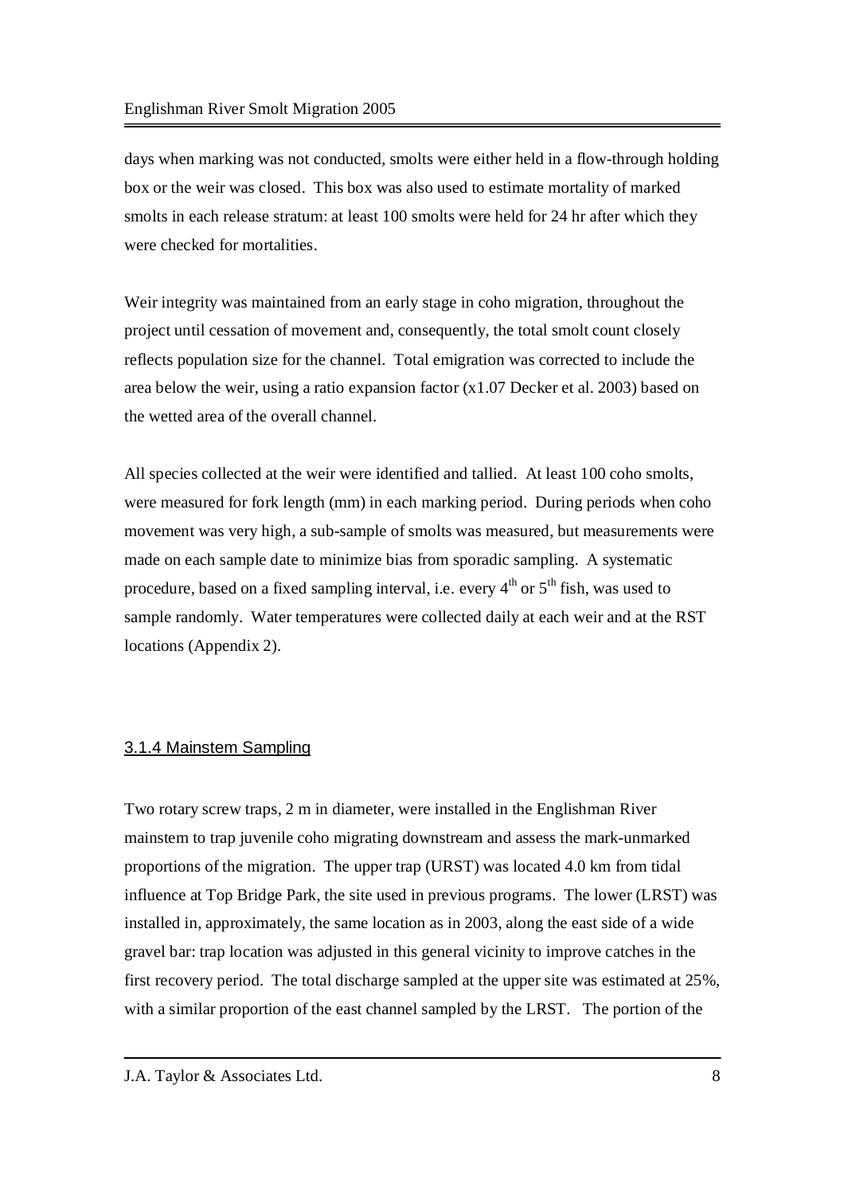days when marking was not conducted, smolts were either held in a flow-through holding box or the weir was closed. This box was also used to estimate mortality of marked smolts in each release stratum: at least 100 smolts were held for 24 hr after which they were checked for mortalities.

Weir integrity was maintained from an early stage in coho migration, throughout the project until cessation of movement and, consequently, the total smolt count closely reflects population size for the channel. Total emigration was corrected to include the area below the weir, using a ratio expansion factor (x1.07 Decker et al. 2003) based on the wetted area of the overall channel.

All species collected at the weir were identified and tallied. At least 100 coho smolts, were measured for fork length (mm) in each marking period. During periods when coho movement was very high, a sub-sample of smolts was measured, but measurements were made on each sample date to minimize bias from sporadic sampling. A systematic procedure, based on a fixed sampling interval, i.e. every 4th or 5th fish, was used to sample randomly. Water temperatures were collected daily at each weir and at the RST locations (Appendix 2).

### 3.1.4 Mainstem Sampling

Two rotary screw traps, 2 m in diameter, were installed in the Englishman River mainstem to trap juvenile coho migrating downstream and assess the mark-unmarked proportions of the migration. The upper trap (URST) was located 4.0 km from tidal influence at Top Bridge Park, the site used in previous programs. The lower (LRST) was installed in, approximately, the same location as in 2003, along the east side of a wide gravel bar: trap location was adjusted in this general vicinity to improve catches in the first recovery period. The total discharge sampled at the upper site was estimated at 25%, with a similar proportion of the east channel sampled by the LRST. The portion of the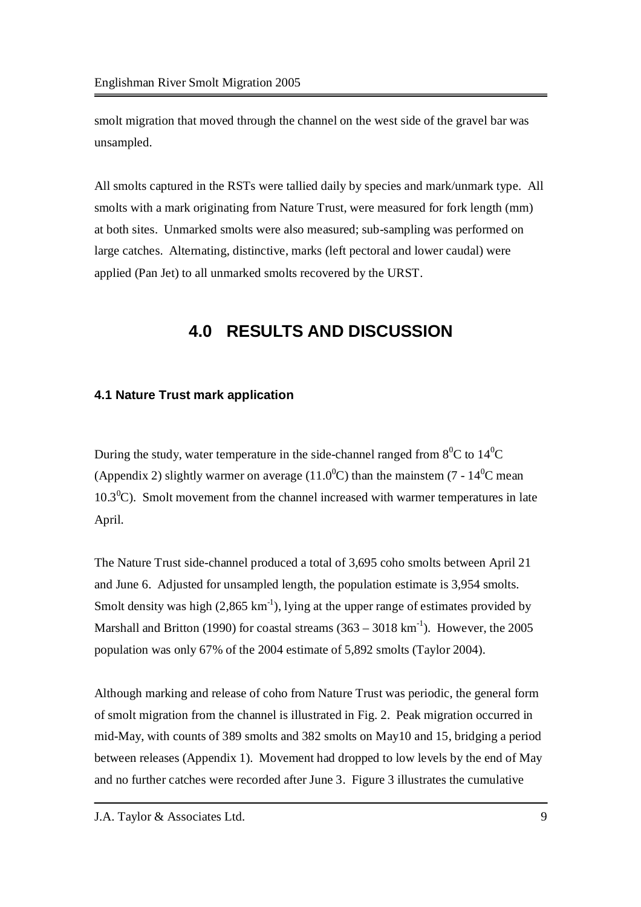smolt migration that moved through the channel on the west side of the gravel bar was unsampled.

All smolts captured in the RSTs were tallied daily by species and mark/unmark type. All smolts with a mark originating from Nature Trust, were measured for fork length (mm) at both sites. Unmarked smolts were also measured; sub-sampling was performed on large catches. Alternating, distinctive, marks (left pectoral and lower caudal) were applied (Pan Jet) to all unmarked smolts recovered by the URST.

# 4.0 RESULTS AND DISCUSSION

### 4.1 Nature Trust mark application

During the study, water temperature in the side-channel ranged from $8^0$C to $14^0$C (Appendix 2) slightly warmer on average ($11.0^0$C) than the mainstem (7 - $14^0$C mean $10.3^0$C). Smolt movement from the channel increased with warmer temperatures in late April.

The Nature Trust side-channel produced a total of 3,695 coho smolts between April 21 and June 6. Adjusted for unsampled length, the population estimate is 3,954 smolts. Smolt density was high (2,865 $km^{-1}$), lying at the upper range of estimates provided by Marshall and Britton (1990) for coastal streams (363 – 3018 $km^{-1}$). However, the 2005 population was only 67% of the 2004 estimate of 5,892 smolts (Taylor 2004).

Although marking and release of coho from Nature Trust was periodic, the general form of smolt migration from the channel is illustrated in Fig. 2. Peak migration occurred in mid-May, with counts of 389 smolts and 382 smolts on May10 and 15, bridging a period between releases (Appendix 1). Movement had dropped to low levels by the end of May and no further catches were recorded after June 3. Figure 3 illustrates the cumulative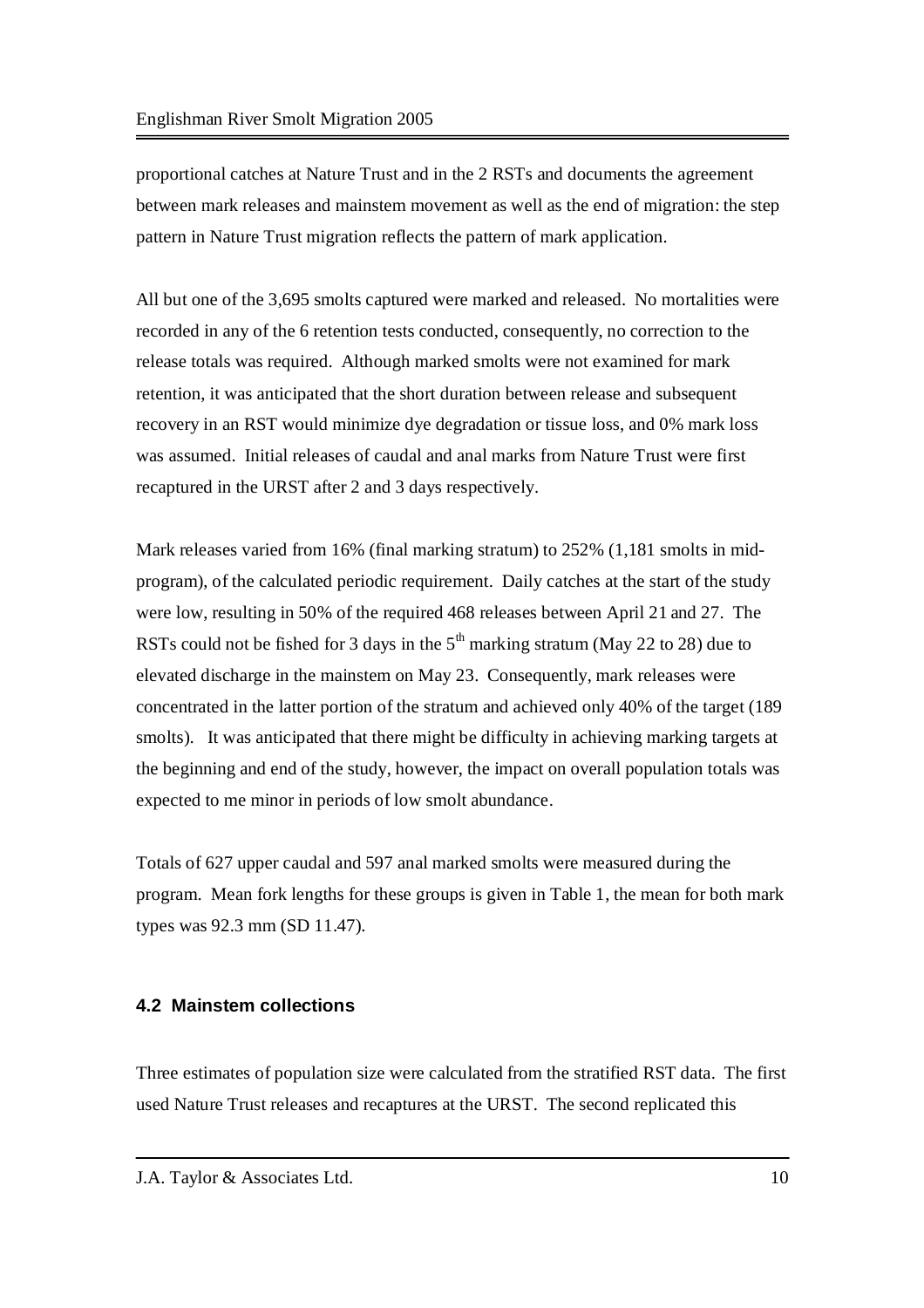proportional catches at Nature Trust and in the 2 RSTs and documents the agreement between mark releases and mainstem movement as well as the end of migration: the step pattern in Nature Trust migration reflects the pattern of mark application.

All but one of the 3,695 smolts captured were marked and released. No mortalities were recorded in any of the 6 retention tests conducted, consequently, no correction to the release totals was required. Although marked smolts were not examined for mark retention, it was anticipated that the short duration between release and subsequent recovery in an RST would minimize dye degradation or tissue loss, and 0% mark loss was assumed. Initial releases of caudal and anal marks from Nature Trust were first recaptured in the URST after 2 and 3 days respectively.

Mark releases varied from 16% (final marking stratum) to 252% (1,181 smolts in mid-program), of the calculated periodic requirement. Daily catches at the start of the study were low, resulting in 50% of the required 468 releases between April 21 and 27. The RSTs could not be fished for 3 days in the 5th marking stratum (May 22 to 28) due to elevated discharge in the mainstem on May 23. Consequently, mark releases were concentrated in the latter portion of the stratum and achieved only 40% of the target (189 smolts). It was anticipated that there might be difficulty in achieving marking targets at the beginning and end of the study, however, the impact on overall population totals was expected to me minor in periods of low smolt abundance.

Totals of 627 upper caudal and 597 anal marked smolts were measured during the program. Mean fork lengths for these groups is given in Table 1, the mean for both mark types was 92.3 mm (SD 11.47).

### 4.2 Mainstem collections

Three estimates of population size were calculated from the stratified RST data. The first used Nature Trust releases and recaptures at the URST. The second replicated this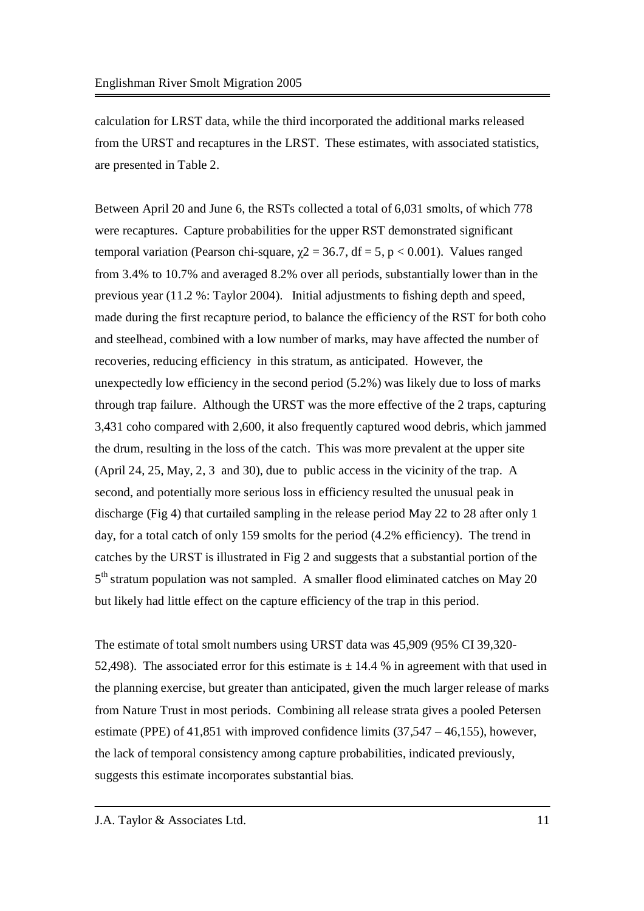calculation for LRST data, while the third incorporated the additional marks released from the URST and recaptures in the LRST. These estimates, with associated statistics, are presented in Table 2.

Between April 20 and June 6, the RSTs collected a total of 6,031 smolts, of which 778 were recaptures. Capture probabilities for the upper RST demonstrated significant temporal variation (Pearson chi-square, $\chi 2 = 36.7$, df = 5, $p < 0.001$). Values ranged from 3.4% to 10.7% and averaged 8.2% over all periods, substantially lower than in the previous year (11.2 %: Taylor 2004). Initial adjustments to fishing depth and speed, made during the first recapture period, to balance the efficiency of the RST for both coho and steelhead, combined with a low number of marks, may have affected the number of recoveries, reducing efficiency in this stratum, as anticipated. However, the unexpectedly low efficiency in the second period (5.2%) was likely due to loss of marks through trap failure. Although the URST was the more effective of the 2 traps, capturing 3,431 coho compared with 2,600, it also frequently captured wood debris, which jammed the drum, resulting in the loss of the catch. This was more prevalent at the upper site (April 24, 25, May, 2, 3 and 30), due to public access in the vicinity of the trap. A second, and potentially more serious loss in efficiency resulted the unusual peak in discharge (Fig 4) that curtailed sampling in the release period May 22 to 28 after only 1 day, for a total catch of only 159 smolts for the period (4.2% efficiency). The trend in catches by the URST is illustrated in Fig 2 and suggests that a substantial portion of the 5th stratum population was not sampled. A smaller flood eliminated catches on May 20 but likely had little effect on the capture efficiency of the trap in this period.

The estimate of total smolt numbers using URST data was 45,909 (95% CI 39,320-52,498). The associated error for this estimate is ± 14.4 % in agreement with that used in the planning exercise, but greater than anticipated, given the much larger release of marks from Nature Trust in most periods. Combining all release strata gives a pooled Petersen estimate (PPE) of 41,851 with improved confidence limits (37,547 – 46,155), however, the lack of temporal consistency among capture probabilities, indicated previously, suggests this estimate incorporates substantial bias.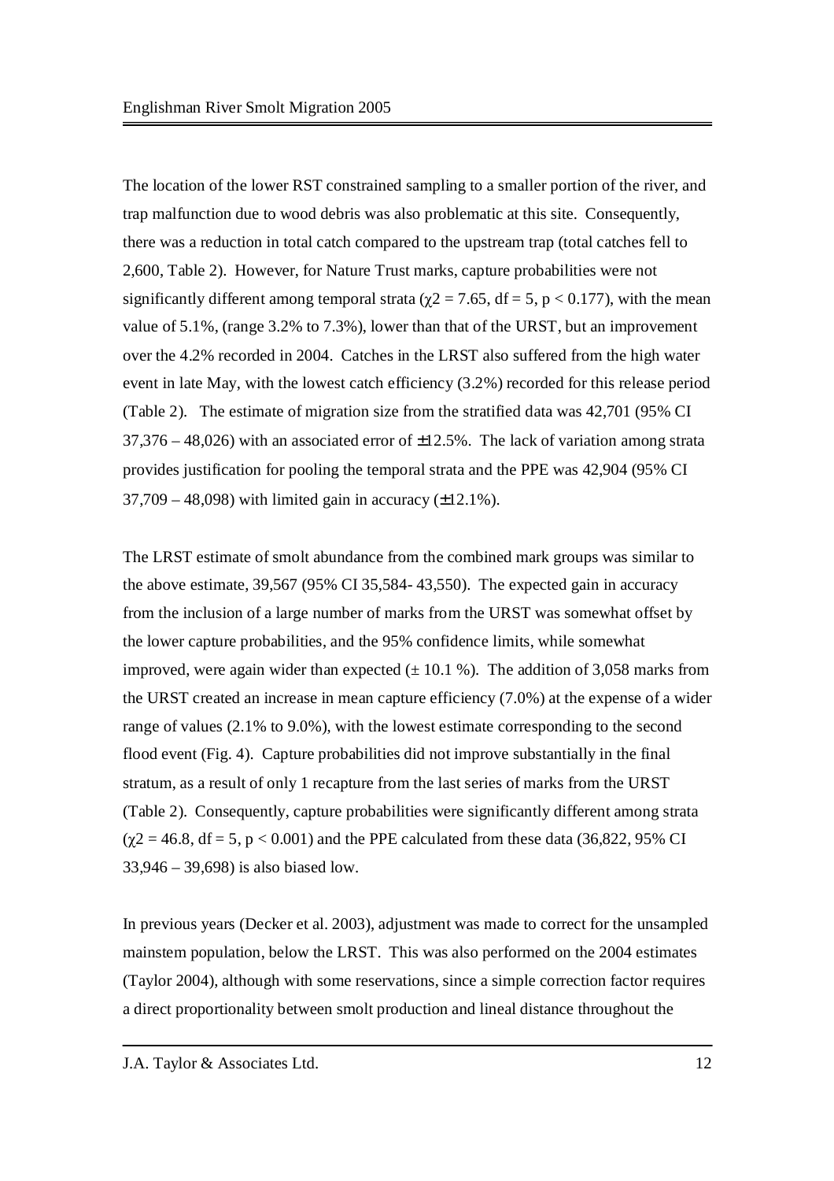The location of the lower RST constrained sampling to a smaller portion of the river, and trap malfunction due to wood debris was also problematic at this site. Consequently, there was a reduction in total catch compared to the upstream trap (total catches fell to 2,600, Table 2). However, for Nature Trust marks, capture probabilities were not significantly different among temporal strata ($\chi^2 = 7.65$, df = 5, $p < 0.177$), with the mean value of 5.1%, (range 3.2% to 7.3%), lower than that of the URST, but an improvement over the 4.2% recorded in 2004. Catches in the LRST also suffered from the high water event in late May, with the lowest catch efficiency (3.2%) recorded for this release period (Table 2). The estimate of migration size from the stratified data was 42,701 (95% CI 37,376 – 48,026) with an associated error of ±12.5%. The lack of variation among strata provides justification for pooling the temporal strata and the PPE was 42,904 (95% CI 37,709 – 48,098) with limited gain in accuracy (±12.1%).

The LRST estimate of smolt abundance from the combined mark groups was similar to the above estimate, 39,567 (95% CI 35,584- 43,550). The expected gain in accuracy from the inclusion of a large number of marks from the URST was somewhat offset by the lower capture probabilities, and the 95% confidence limits, while somewhat improved, were again wider than expected (± 10.1 %). The addition of 3,058 marks from the URST created an increase in mean capture efficiency (7.0%) at the expense of a wider range of values (2.1% to 9.0%), with the lowest estimate corresponding to the second flood event (Fig. 4). Capture probabilities did not improve substantially in the final stratum, as a result of only 1 recapture from the last series of marks from the URST (Table 2). Consequently, capture probabilities were significantly different among strata ($\chi^2 = 46.8$, df = 5, $p < 0.001$) and the PPE calculated from these data (36,822, 95% CI 33,946 – 39,698) is also biased low.

In previous years (Decker et al. 2003), adjustment was made to correct for the unsampled mainstem population, below the LRST. This was also performed on the 2004 estimates (Taylor 2004), although with some reservations, since a simple correction factor requires a direct proportionality between smolt production and lineal distance throughout the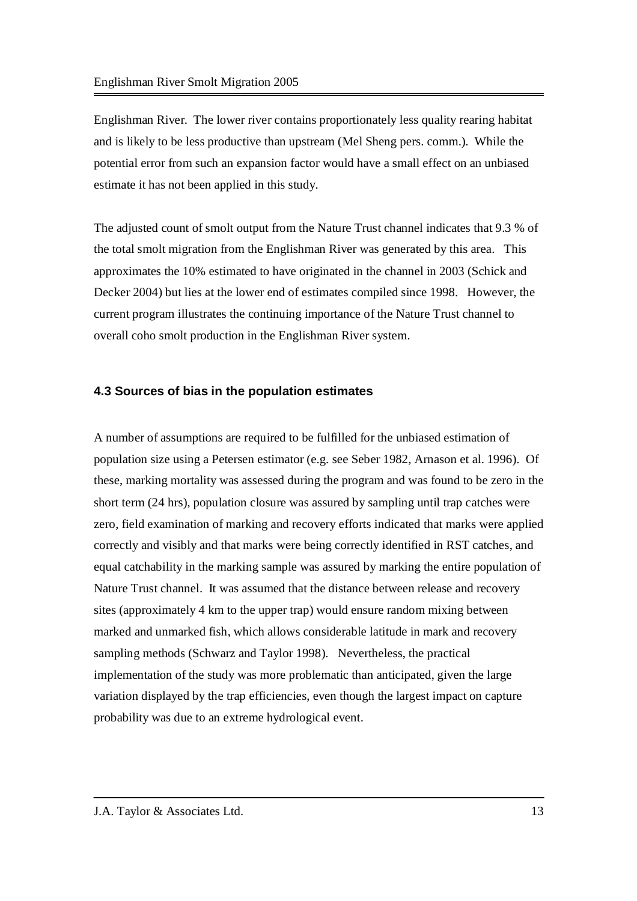Englishman River. The lower river contains proportionately less quality rearing habitat and is likely to be less productive than upstream (Mel Sheng pers. comm.). While the potential error from such an expansion factor would have a small effect on an unbiased estimate it has not been applied in this study.

The adjusted count of smolt output from the Nature Trust channel indicates that 9.3 % of the total smolt migration from the Englishman River was generated by this area. This approximates the 10% estimated to have originated in the channel in 2003 (Schick and Decker 2004) but lies at the lower end of estimates compiled since 1998. However, the current program illustrates the continuing importance of the Nature Trust channel to overall coho smolt production in the Englishman River system.

### 4.3 Sources of bias in the population estimates

A number of assumptions are required to be fulfilled for the unbiased estimation of population size using a Petersen estimator (e.g. see Seber 1982, Arnason et al. 1996). Of these, marking mortality was assessed during the program and was found to be zero in the short term (24 hrs), population closure was assured by sampling until trap catches were zero, field examination of marking and recovery efforts indicated that marks were applied correctly and visibly and that marks were being correctly identified in RST catches, and equal catchability in the marking sample was assured by marking the entire population of Nature Trust channel. It was assumed that the distance between release and recovery sites (approximately 4 km to the upper trap) would ensure random mixing between marked and unmarked fish, which allows considerable latitude in mark and recovery sampling methods (Schwarz and Taylor 1998). Nevertheless, the practical implementation of the study was more problematic than anticipated, given the large variation displayed by the trap efficiencies, even though the largest impact on capture probability was due to an extreme hydrological event.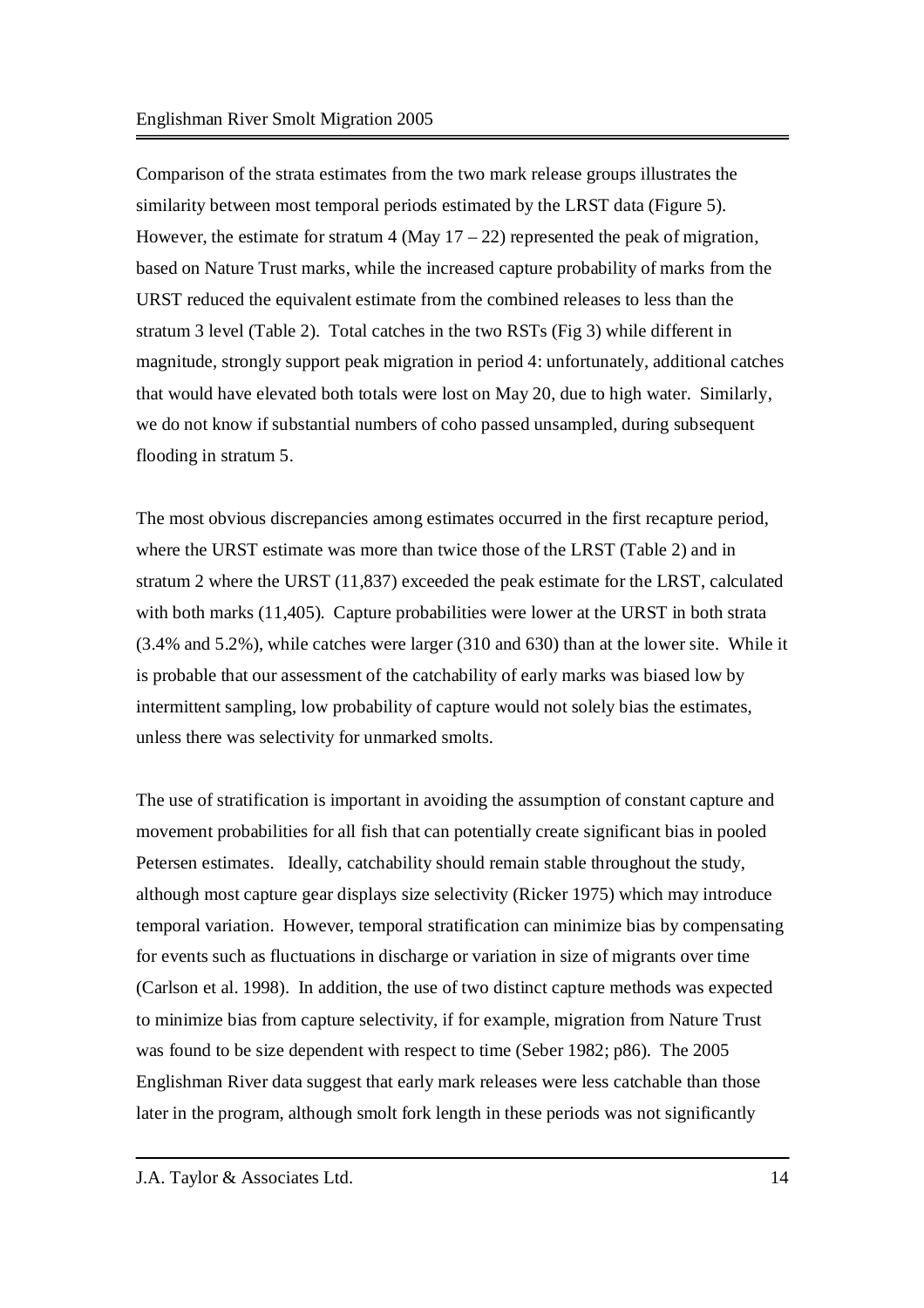Comparison of the strata estimates from the two mark release groups illustrates the similarity between most temporal periods estimated by the LRST data (Figure 5). However, the estimate for stratum 4 (May 17 – 22) represented the peak of migration, based on Nature Trust marks, while the increased capture probability of marks from the URST reduced the equivalent estimate from the combined releases to less than the stratum 3 level (Table 2). Total catches in the two RSTs (Fig 3) while different in magnitude, strongly support peak migration in period 4: unfortunately, additional catches that would have elevated both totals were lost on May 20, due to high water. Similarly, we do not know if substantial numbers of coho passed unsampled, during subsequent flooding in stratum 5.

The most obvious discrepancies among estimates occurred in the first recapture period, where the URST estimate was more than twice those of the LRST (Table 2) and in stratum 2 where the URST (11,837) exceeded the peak estimate for the LRST, calculated with both marks (11,405). Capture probabilities were lower at the URST in both strata (3.4% and 5.2%), while catches were larger (310 and 630) than at the lower site. While it is probable that our assessment of the catchability of early marks was biased low by intermittent sampling, low probability of capture would not solely bias the estimates, unless there was selectivity for unmarked smolts.

The use of stratification is important in avoiding the assumption of constant capture and movement probabilities for all fish that can potentially create significant bias in pooled Petersen estimates. Ideally, catchability should remain stable throughout the study, although most capture gear displays size selectivity (Ricker 1975) which may introduce temporal variation. However, temporal stratification can minimize bias by compensating for events such as fluctuations in discharge or variation in size of migrants over time (Carlson et al. 1998). In addition, the use of two distinct capture methods was expected to minimize bias from capture selectivity, if for example, migration from Nature Trust was found to be size dependent with respect to time (Seber 1982; p86). The 2005 Englishman River data suggest that early mark releases were less catchable than those later in the program, although smolt fork length in these periods was not significantly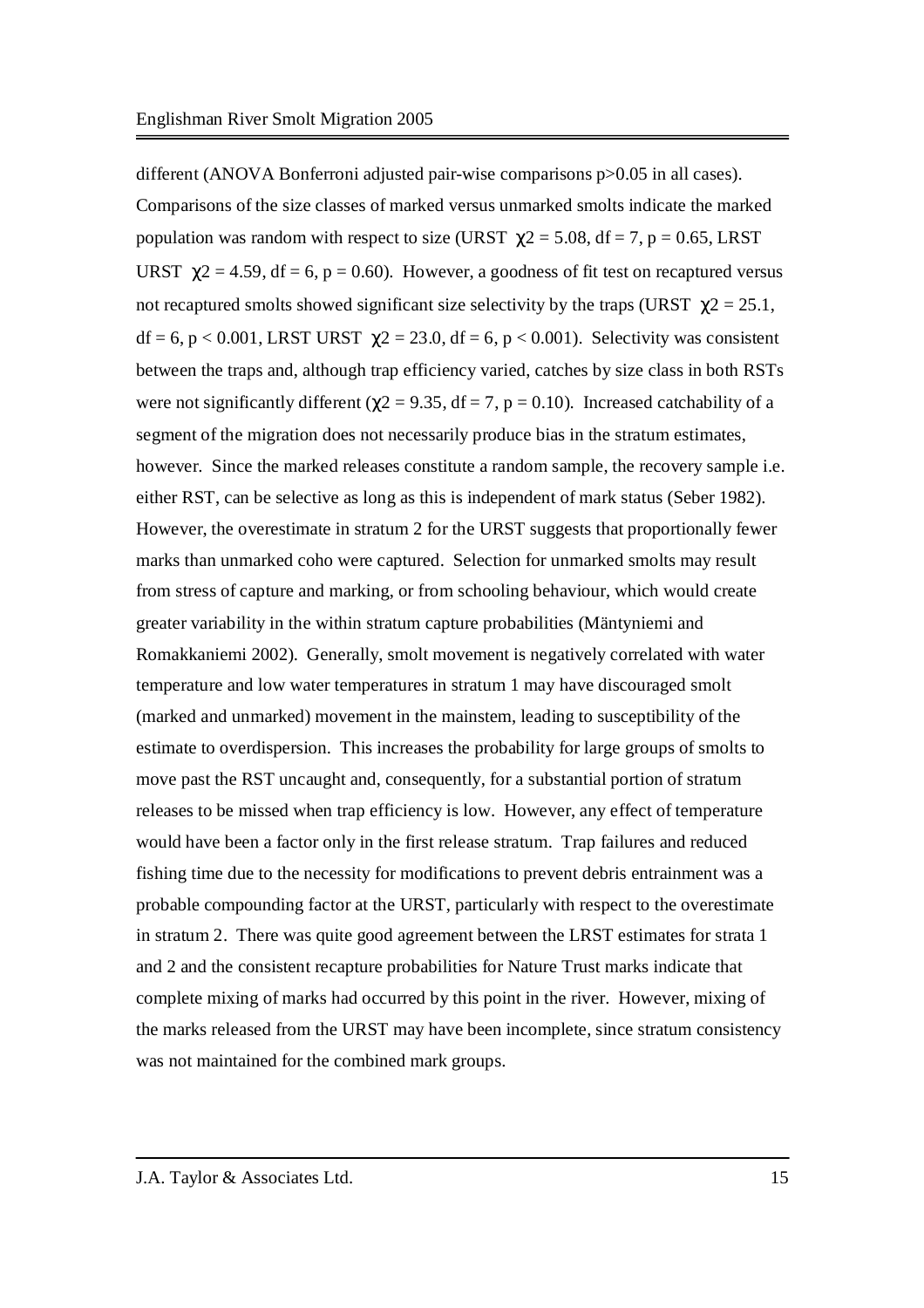different (ANOVA Bonferroni adjusted pair-wise comparisons $p>0.05$ in all cases). Comparisons of the size classes of marked versus unmarked smolts indicate the marked population was random with respect to size (URST $\chi 2 = 5.08$, df = 7, $p = 0.65$, LRST URST $\chi 2 = 4.59$, df = 6, $p = 0.60$). However, a goodness of fit test on recaptured versus not recaptured smolts showed significant size selectivity by the traps (URST $\chi 2 = 25.1$, df = 6, $p < 0.001$, LRST URST $\chi 2 = 23.0$, df = 6, $p < 0.001$). Selectivity was consistent between the traps and, although trap efficiency varied, catches by size class in both RSTs were not significantly different ($\chi 2 = 9.35$, df = 7, $p = 0.10$). Increased catchability of a segment of the migration does not necessarily produce bias in the stratum estimates, however. Since the marked releases constitute a random sample, the recovery sample i.e. either RST, can be selective as long as this is independent of mark status (Seber 1982). However, the overestimate in stratum 2 for the URST suggests that proportionally fewer marks than unmarked coho were captured. Selection for unmarked smolts may result from stress of capture and marking, or from schooling behaviour, which would create greater variability in the within stratum capture probabilities (Mäntyniemi and Romakkaniemi 2002). Generally, smolt movement is negatively correlated with water temperature and low water temperatures in stratum 1 may have discouraged smolt (marked and unmarked) movement in the mainstem, leading to susceptibility of the estimate to overdispersion. This increases the probability for large groups of smolts to move past the RST uncaught and, consequently, for a substantial portion of stratum releases to be missed when trap efficiency is low. However, any effect of temperature would have been a factor only in the first release stratum. Trap failures and reduced fishing time due to the necessity for modifications to prevent debris entrainment was a probable compounding factor at the URST, particularly with respect to the overestimate in stratum 2. There was quite good agreement between the LRST estimates for strata 1 and 2 and the consistent recapture probabilities for Nature Trust marks indicate that complete mixing of marks had occurred by this point in the river. However, mixing of the marks released from the URST may have been incomplete, since stratum consistency was not maintained for the combined mark groups.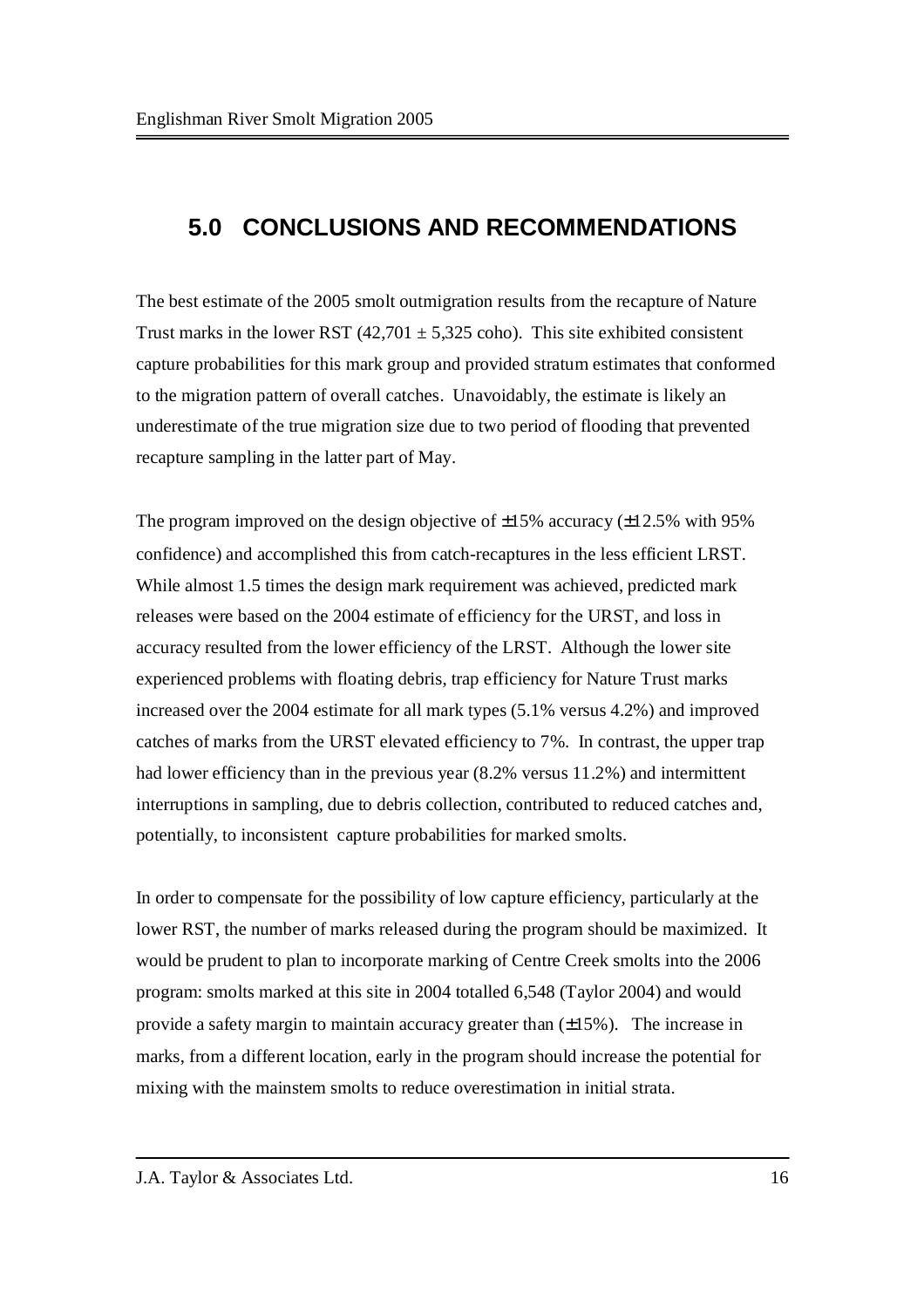# 5.0 CONCLUSIONS AND RECOMMENDATIONS

The best estimate of the 2005 smolt outmigration results from the recapture of Nature Trust marks in the lower RST (42,701 ± 5,325 coho). This site exhibited consistent capture probabilities for this mark group and provided stratum estimates that conformed to the migration pattern of overall catches. Unavoidably, the estimate is likely an underestimate of the true migration size due to two period of flooding that prevented recapture sampling in the latter part of May.

The program improved on the design objective of ±15% accuracy (±12.5% with 95% confidence) and accomplished this from catch-recaptures in the less efficient LRST. While almost 1.5 times the design mark requirement was achieved, predicted mark releases were based on the 2004 estimate of efficiency for the URST, and loss in accuracy resulted from the lower efficiency of the LRST. Although the lower site experienced problems with floating debris, trap efficiency for Nature Trust marks increased over the 2004 estimate for all mark types (5.1% versus 4.2%) and improved catches of marks from the URST elevated efficiency to 7%. In contrast, the upper trap had lower efficiency than in the previous year (8.2% versus 11.2%) and intermittent interruptions in sampling, due to debris collection, contributed to reduced catches and, potentially, to inconsistent capture probabilities for marked smolts.

In order to compensate for the possibility of low capture efficiency, particularly at the lower RST, the number of marks released during the program should be maximized. It would be prudent to plan to incorporate marking of Centre Creek smolts into the 2006 program: smolts marked at this site in 2004 totalled 6,548 (Taylor 2004) and would provide a safety margin to maintain accuracy greater than (±15%). The increase in marks, from a different location, early in the program should increase the potential for mixing with the mainstem smolts to reduce overestimation in initial strata.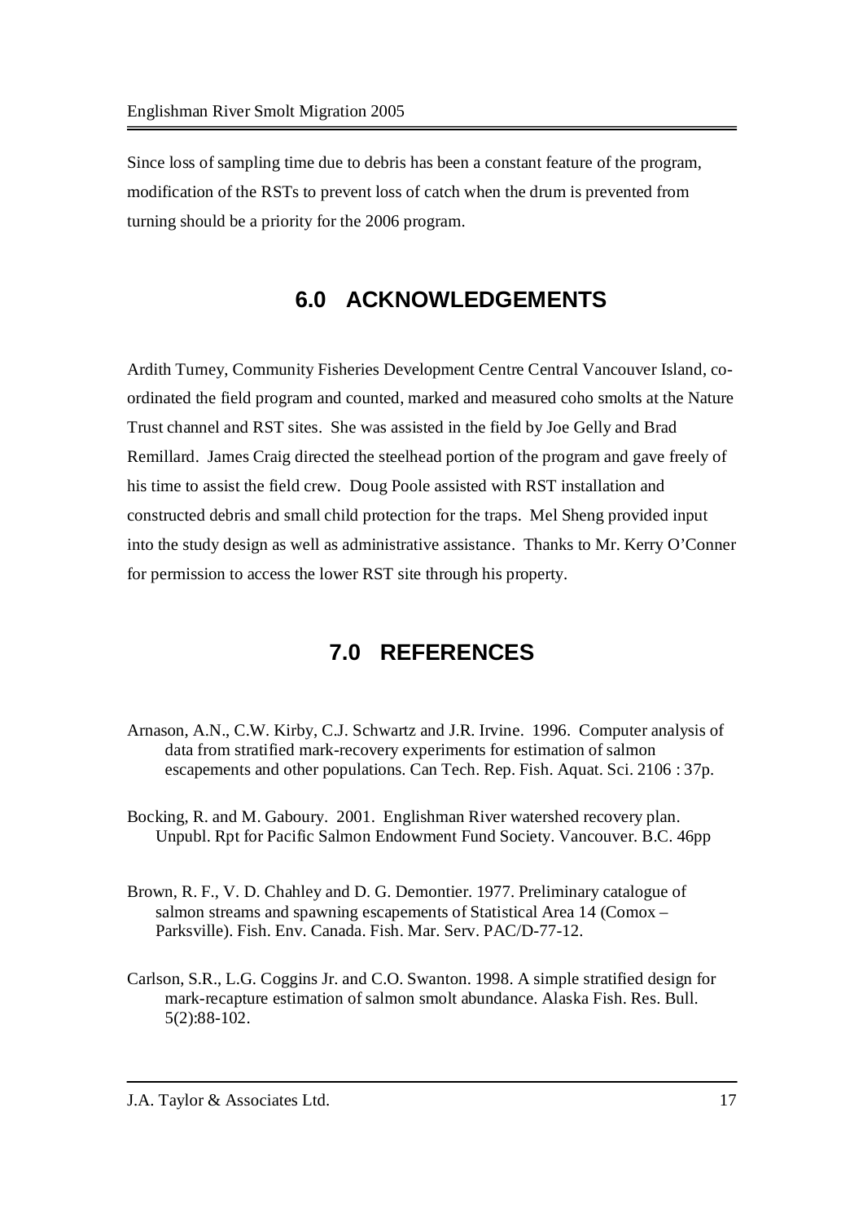Since loss of sampling time due to debris has been a constant feature of the program, modification of the RSTs to prevent loss of catch when the drum is prevented from turning should be a priority for the 2006 program.

# 6.0 ACKNOWLEDGEMENTS

Ardith Turney, Community Fisheries Development Centre Central Vancouver Island, co-ordinated the field program and counted, marked and measured coho smolts at the Nature Trust channel and RST sites. She was assisted in the field by Joe Gelly and Brad Remillard. James Craig directed the steelhead portion of the program and gave freely of his time to assist the field crew. Doug Poole assisted with RST installation and constructed debris and small child protection for the traps. Mel Sheng provided input into the study design as well as administrative assistance. Thanks to Mr. Kerry O'Conner for permission to access the lower RST site through his property.

# 7.0 REFERENCES

Arnason, A.N., C.W. Kirby, C.J. Schwartz and J.R. Irvine. 1996. Computer analysis of data from stratified mark-recovery experiments for estimation of salmon escapements and other populations. Can Tech. Rep. Fish. Aquat. Sci. 2106 : 37p.

Bocking, R. and M. Gaboury. 2001. Englishman River watershed recovery plan. Unpubl. Rpt for Pacific Salmon Endowment Fund Society. Vancouver. B.C. 46pp

Brown, R. F., V. D. Chahley and D. G. Demontier. 1977. Preliminary catalogue of salmon streams and spawning escapements of Statistical Area 14 (Comox – Parksville). Fish. Env. Canada. Fish. Mar. Serv. PAC/D-77-12.

Carlson, S.R., L.G. Coggins Jr. and C.O. Swanton. 1998. A simple stratified design for mark-recapture estimation of salmon smolt abundance. Alaska Fish. Res. Bull. 5(2):88-102.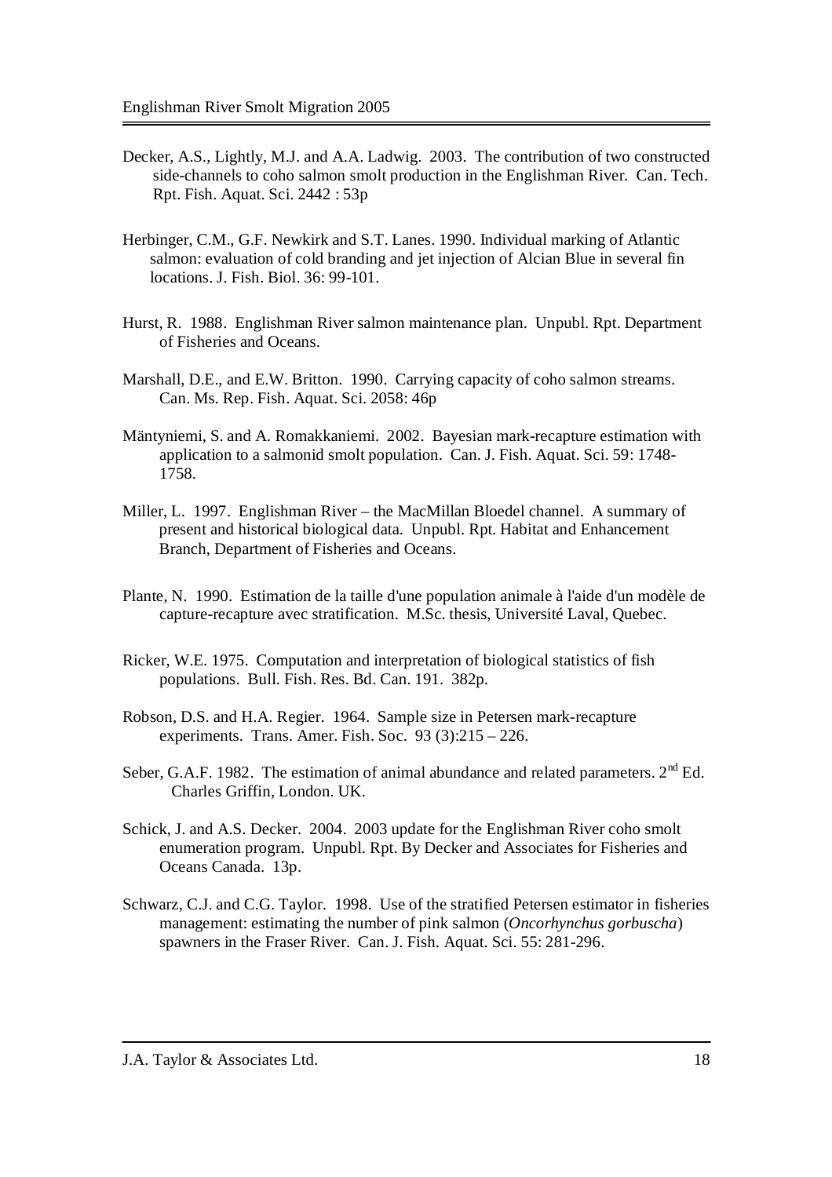Decker, A.S., Lightly, M.J. and A.A. Ladwig. 2003. The contribution of two constructed side-channels to coho salmon smolt production in the Englishman River. Can. Tech. Rpt. Fish. Aquat. Sci. 2442 : 53p

Herbinger, C.M., G.F. Newkirk and S.T. Lanes. 1990. Individual marking of Atlantic salmon: evaluation of cold branding and jet injection of Alcian Blue in several fin locations. J. Fish. Biol. 36: 99-101.

Hurst, R. 1988. Englishman River salmon maintenance plan. Unpubl. Rpt. Department of Fisheries and Oceans.

Marshall, D.E., and E.W. Britton. 1990. Carrying capacity of coho salmon streams. Can. Ms. Rep. Fish. Aquat. Sci. 2058: 46p

Mäntyniemi, S. and A. Romakkaniemi. 2002. Bayesian mark-recapture estimation with application to a salmonid smolt population. Can. J. Fish. Aquat. Sci. 59: 1748-1758.

Miller, L. 1997. Englishman River – the MacMillan Bloedel channel. A summary of present and historical biological data. Unpubl. Rpt. Habitat and Enhancement Branch, Department of Fisheries and Oceans.

Plante, N. 1990. Estimation de la taille d'une population animale à l'aide d'un modèle de capture-recapture avec stratification. M.Sc. thesis, Université Laval, Quebec.

Ricker, W.E. 1975. Computation and interpretation of biological statistics of fish populations. Bull. Fish. Res. Bd. Can. 191. 382p.

Robson, D.S. and H.A. Regier. 1964. Sample size in Petersen mark-recapture experiments. Trans. Amer. Fish. Soc. 93 (3):215 – 226.

Seber, G.A.F. 1982. The estimation of animal abundance and related parameters. 2nd Ed. Charles Griffin, London. UK.

Schick, J. and A.S. Decker. 2004. 2003 update for the Englishman River coho smolt enumeration program. Unpubl. Rpt. By Decker and Associates for Fisheries and Oceans Canada. 13p.

Schwarz, C.J. and C.G. Taylor. 1998. Use of the stratified Petersen estimator in fisheries management: estimating the number of pink salmon (*Oncorhynchus gorbuscha*) spawners in the Fraser River. Can. J. Fish. Aquat. Sci. 55: 281-296.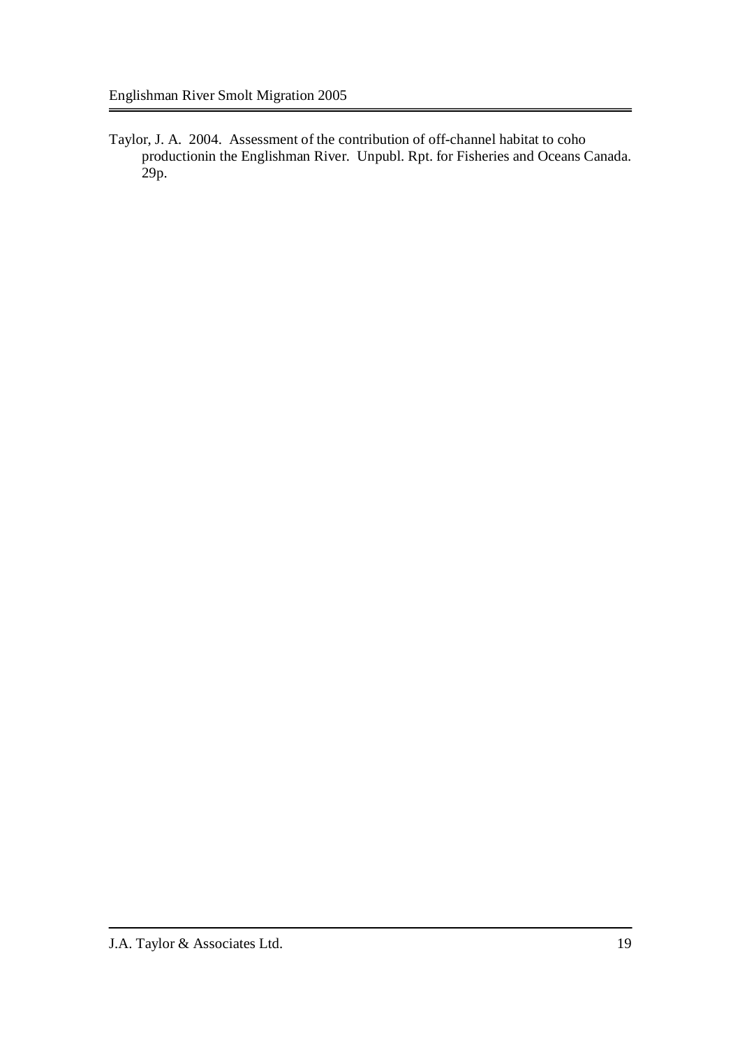Taylor, J. A. 2004. Assessment of the contribution of off-channel habitat to coho productionin the Englishman River. Unpubl. Rpt. for Fisheries and Oceans Canada. 29p.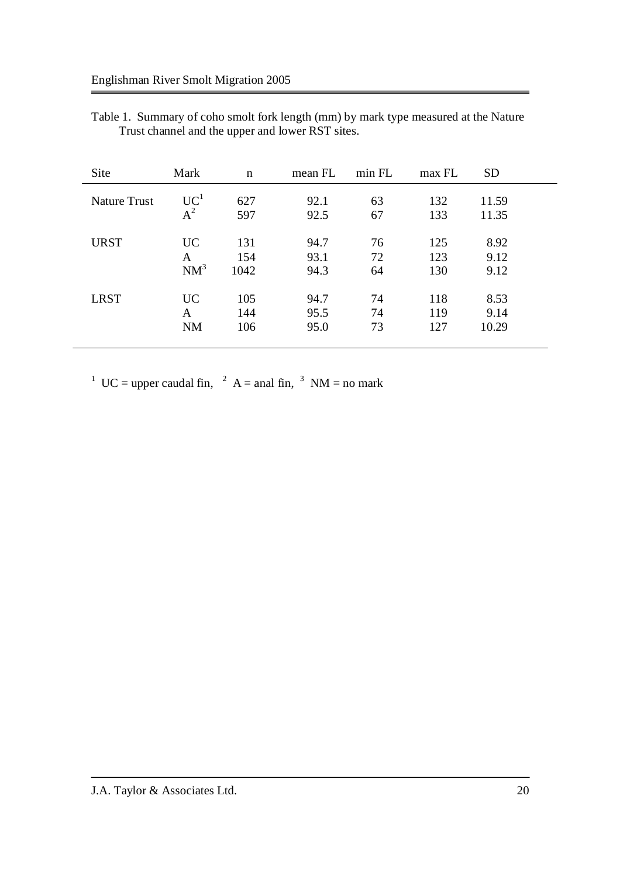Table 1. Summary of coho smolt fork length (mm) by mark type measured at the Nature Trust channel and the upper and lower RST sites.

| Site | Mark | n | mean FL | min FL | max FL | SD |
|---|---|---|---|---|---|---|
| Nature Trust | UC[1] | 627 | 92.1 | 63 | 132 | 11.59 |
| | A[2] | 597 | 92.5 | 67 | 133 | 11.35 |
| URST | UC | 131 | 94.7 | 76 | 125 | 8.92 |
| | A | 154 | 93.1 | 72 | 123 | 9.12 |
| | NM[3] | 1042 | 94.3 | 64 | 130 | 9.12 |
| LRST | UC | 105 | 94.7 | 74 | 118 | 8.53 |
| | A | 144 | 95.5 | 74 | 119 | 9.14 |
| | NM | 106 | 95.0 | 73 | 127 | 10.29 |

[1] UC = upper caudal fin, [2] A = anal fin, [3] NM = no mark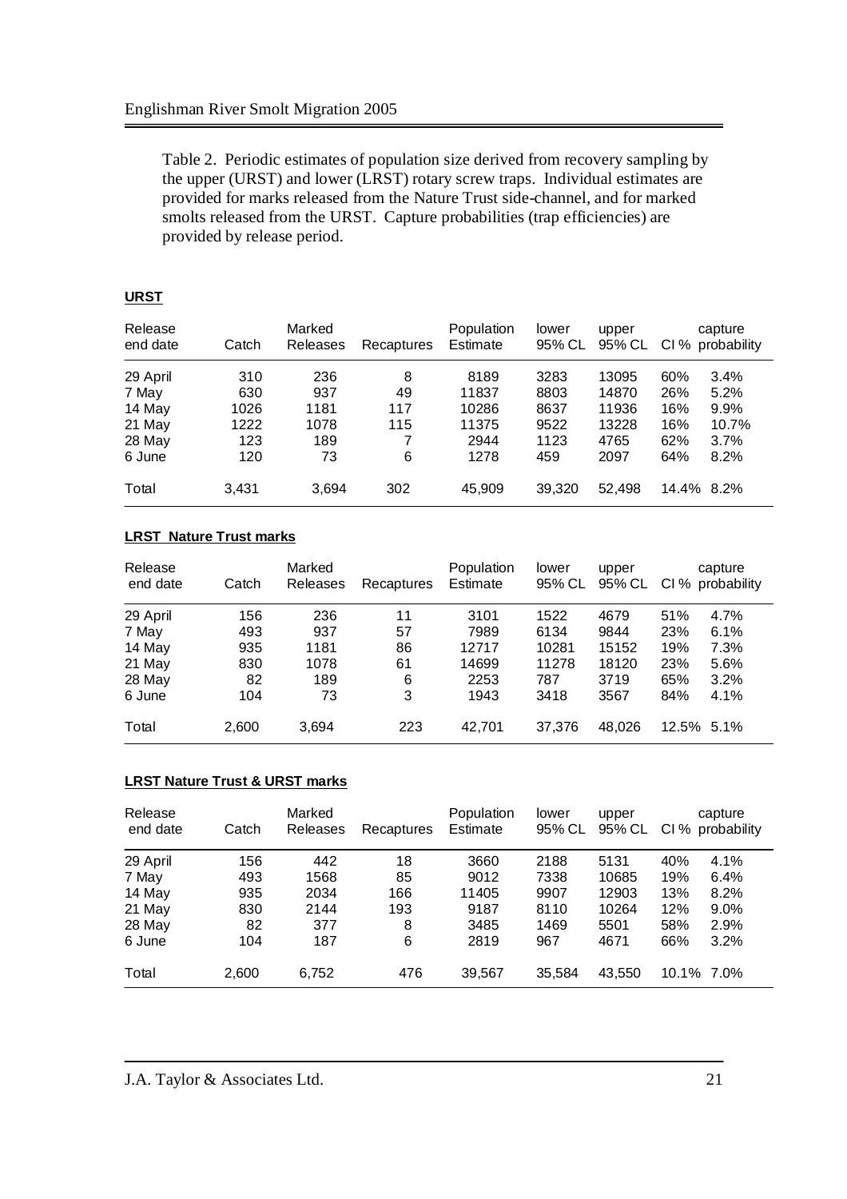Table 2. Periodic estimates of population size derived from recovery sampling by the upper (URST) and lower (LRST) rotary screw traps. Individual estimates are provided for marks released from the Nature Trust side-channel, and for marked smolts released from the URST. Capture probabilities (trap efficiencies) are provided by release period.

**URST**

| Release end date | Catch | Marked Releases | Recaptures | Population Estimate | lower 95% CL | upper 95% CL | CI % | capture probability |
|---|---|---|---|---|---|---|---|---|
| 29 April | 310 | 236 | 8 | 8189 | 3283 | 13095 | 60% | 3.4% |
| 7 May | 630 | 937 | 49 | 11837 | 8803 | 14870 | 26% | 5.2% |
| 14 May | 1026 | 1181 | 117 | 10286 | 8637 | 11936 | 16% | 9.9% |
| 21 May | 1222 | 1078 | 115 | 11375 | 9522 | 13228 | 16% | 10.7% |
| 28 May | 123 | 189 | 7 | 2944 | 1123 | 4765 | 62% | 3.7% |
| 6 June | 120 | 73 | 6 | 1278 | 459 | 2097 | 64% | 8.2% |
| Total | 3,431 | 3,694 | 302 | 45,909 | 39,320 | 52,498 | 14.4% | 8.2% |

**LRST Nature Trust marks**

| Release end date | Catch | Marked Releases | Recaptures | Population Estimate | lower 95% CL | upper 95% CL | CI % | capture probability |
|---|---|---|---|---|---|---|---|---|
| 29 April | 156 | 236 | 11 | 3101 | 1522 | 4679 | 51% | 4.7% |
| 7 May | 493 | 937 | 57 | 7989 | 6134 | 9844 | 23% | 6.1% |
| 14 May | 935 | 1181 | 86 | 12717 | 10281 | 15152 | 19% | 7.3% |
| 21 May | 830 | 1078 | 61 | 14699 | 11278 | 18120 | 23% | 5.6% |
| 28 May | 82 | 189 | 6 | 2253 | 787 | 3719 | 65% | 3.2% |
| 6 June | 104 | 73 | 3 | 1943 | 3418 | 3567 | 84% | 4.1% |
| Total | 2,600 | 3,694 | 223 | 42,701 | 37,376 | 48,026 | 12.5% | 5.1% |

**LRST Nature Trust & URST marks**

| Release end date | Catch | Marked Releases | Recaptures | Population Estimate | lower 95% CL | upper 95% CL | CI % | capture probability |
|---|---|---|---|---|---|---|---|---|
| 29 April | 156 | 442 | 18 | 3660 | 2188 | 5131 | 40% | 4.1% |
| 7 May | 493 | 1568 | 85 | 9012 | 7338 | 10685 | 19% | 6.4% |
| 14 May | 935 | 2034 | 166 | 11405 | 9907 | 12903 | 13% | 8.2% |
| 21 May | 830 | 2144 | 193 | 9187 | 8110 | 10264 | 12% | 9.0% |
| 28 May | 82 | 377 | 8 | 3485 | 1469 | 5501 | 58% | 2.9% |
| 6 June | 104 | 187 | 6 | 2819 | 967 | 4671 | 66% | 3.2% |
| Total | 2,600 | 6,752 | 476 | 39,567 | 35,584 | 43,550 | 10.1% | 7.0% |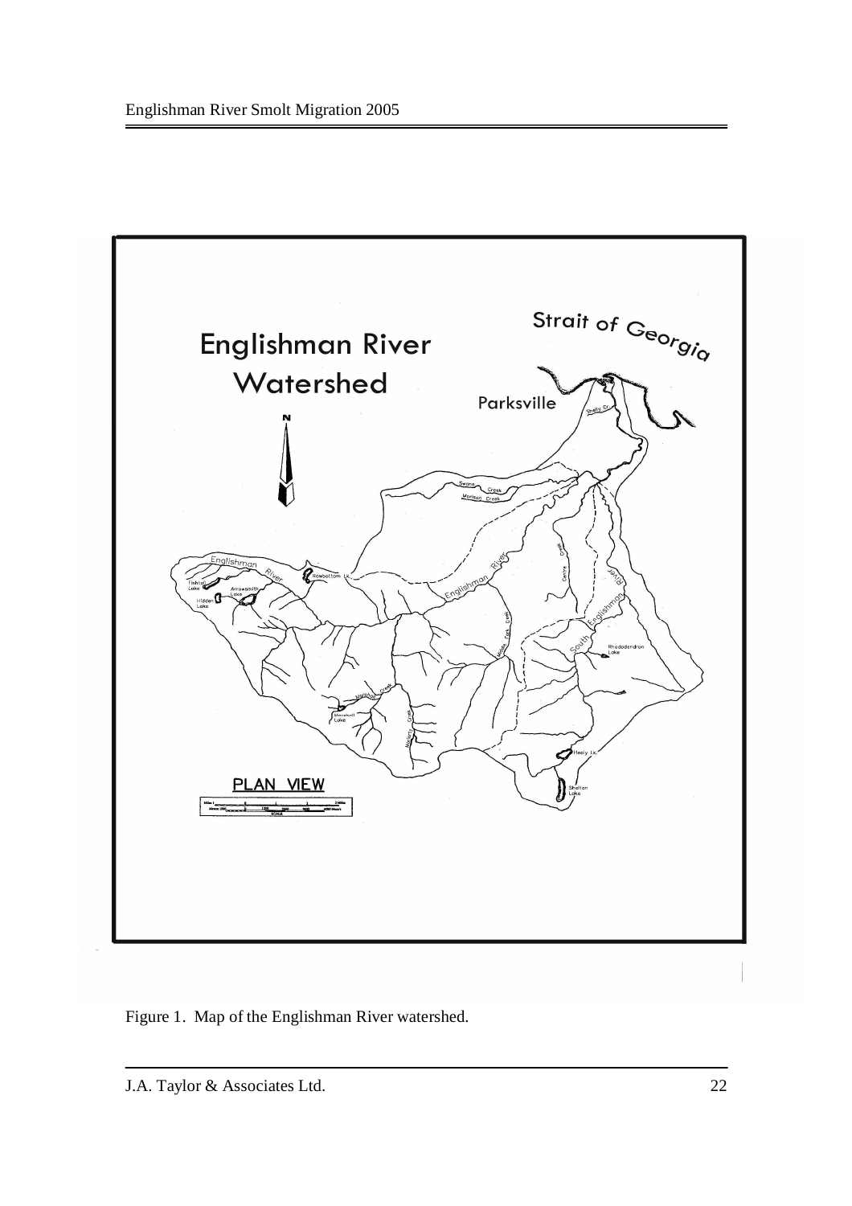Figure 1. Map of the Englishman River watershed.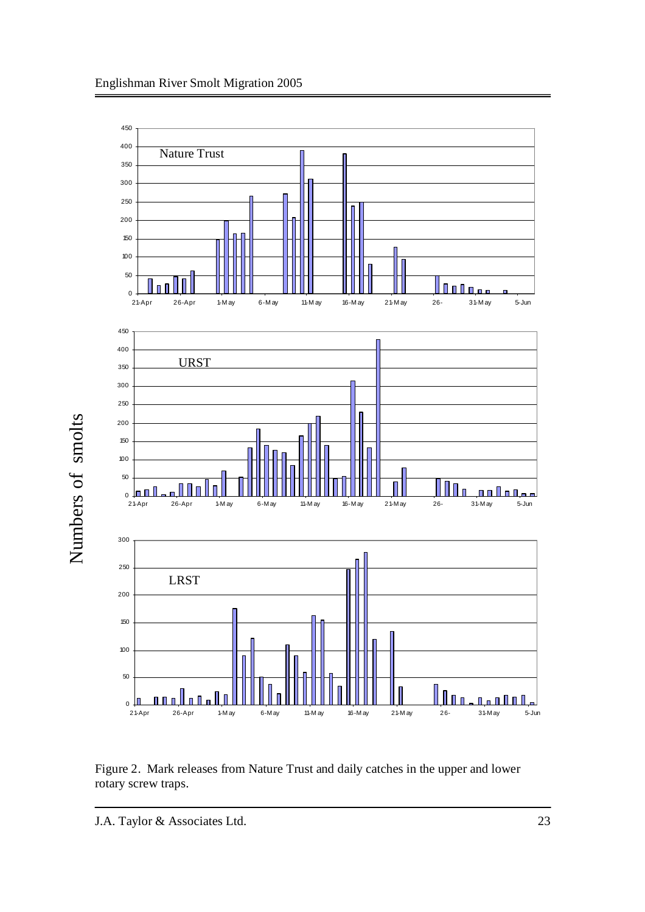Figure 2. Mark releases from Nature Trust and daily catches in the upper and lower rotary screw traps.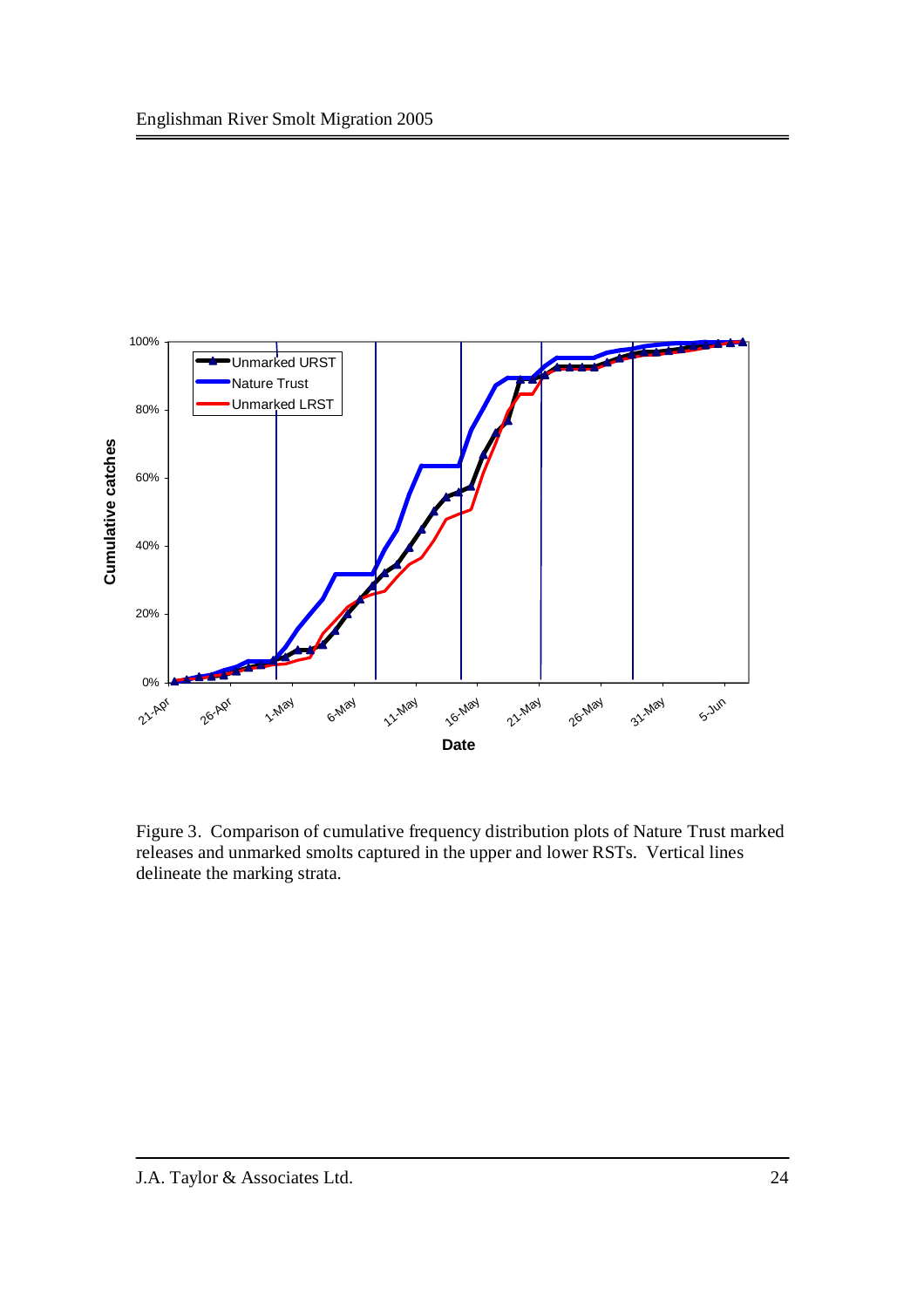Figure 3. Comparison of cumulative frequency distribution plots of Nature Trust marked releases and unmarked smolts captured in the upper and lower RSTs. Vertical lines delineate the marking strata.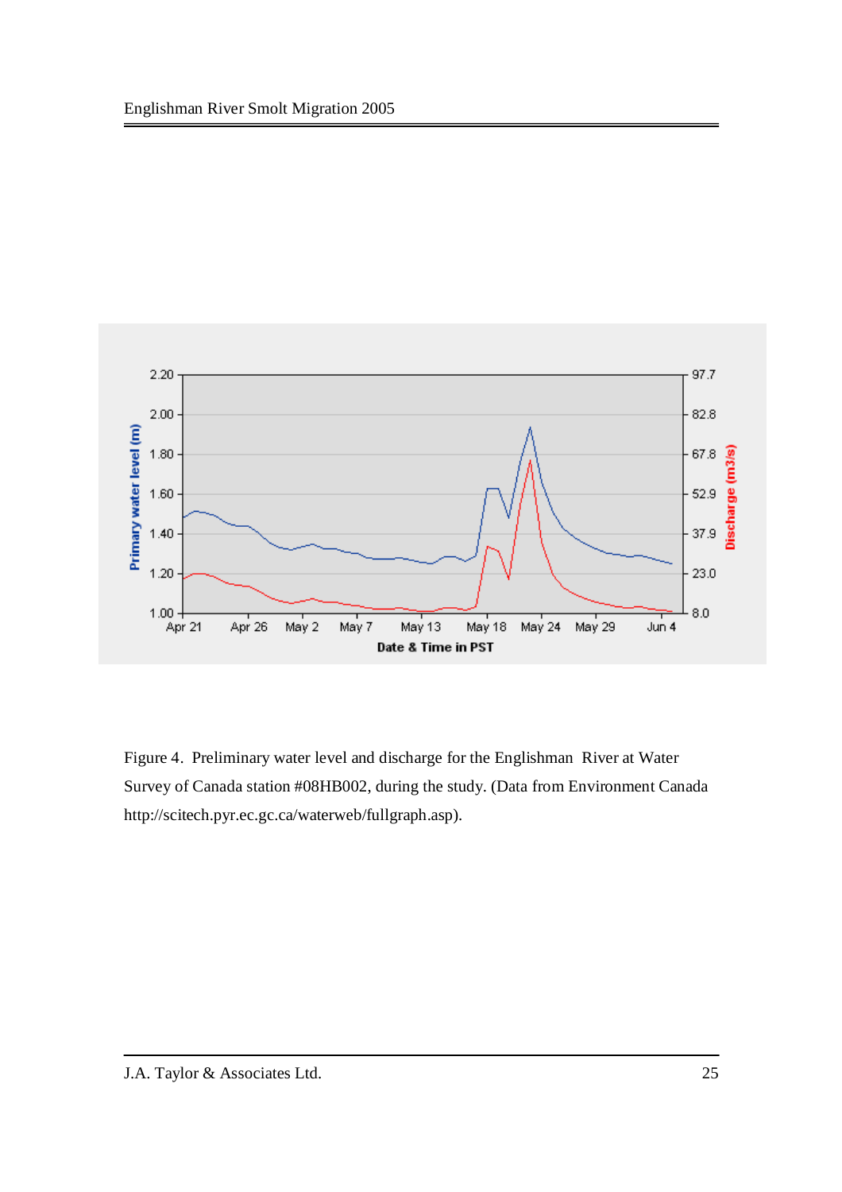Figure 4. Preliminary water level and discharge for the Englishman River at Water Survey of Canada station #08HB002, during the study. (Data from Environment Canada http://scitech.pyr.ec.gc.ca/waterweb/fullgraph.asp).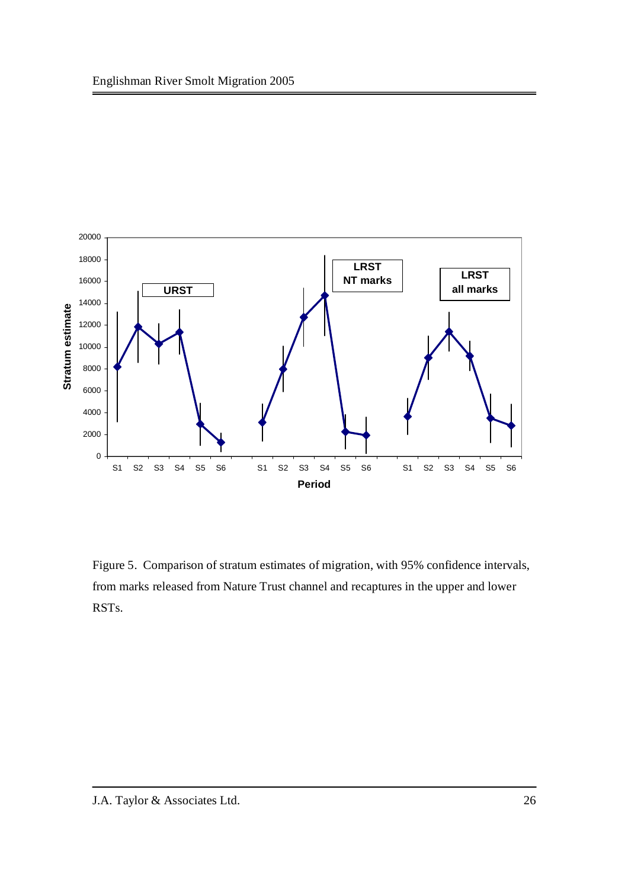Figure 5. Comparison of stratum estimates of migration, with 95% confidence intervals, from marks released from Nature Trust channel and recaptures in the upper and lower RSTs.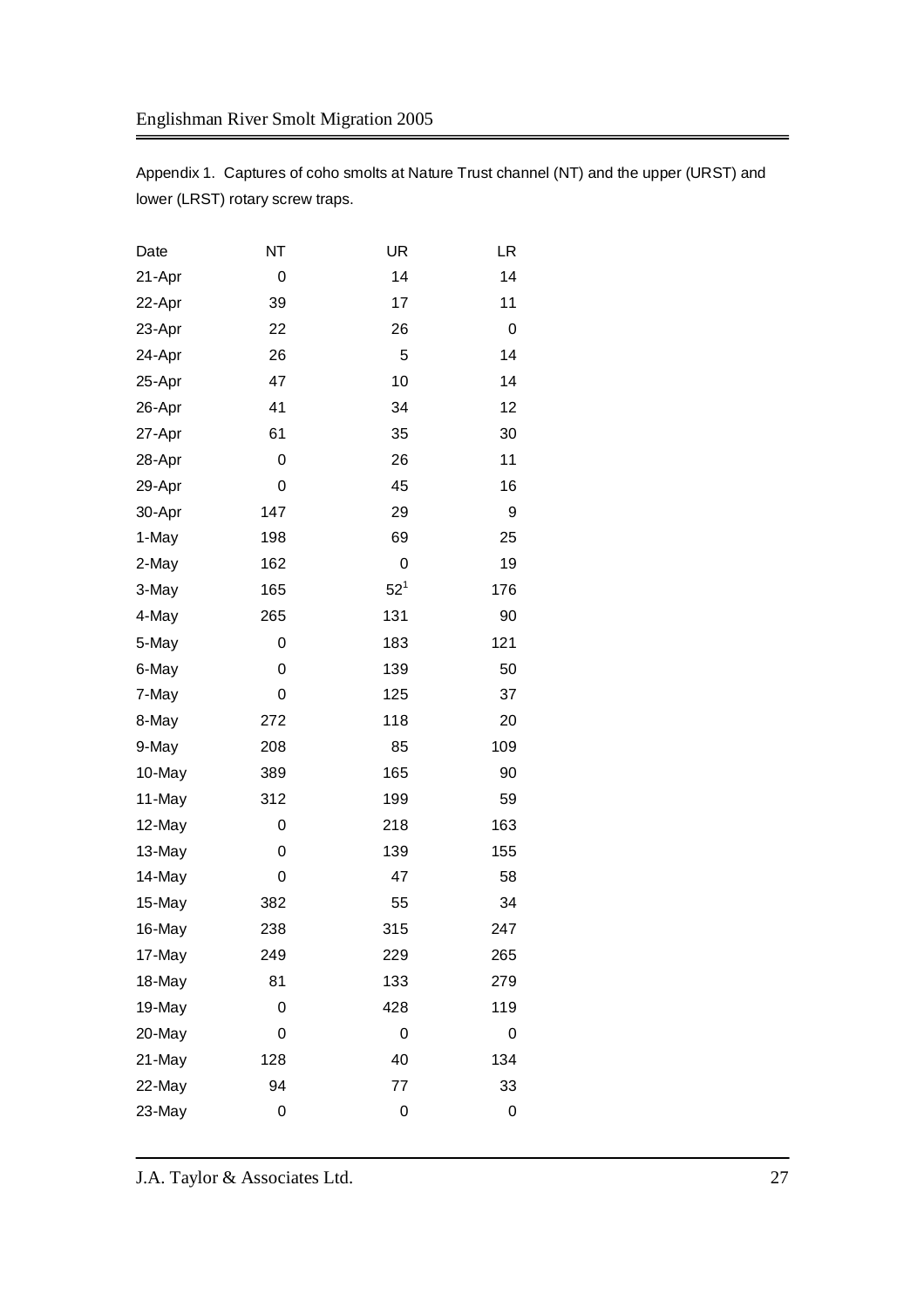Appendix 1. Captures of coho smolts at Nature Trust channel (NT) and the upper (URST) and lower (LRST) rotary screw traps.

| Date | NT | UR | LR |
|---|---|---|---|
| 21-Apr | 0 | 14 | 14 |
| 22-Apr | 39 | 17 | 11 |
| 23-Apr | 22 | 26 | 0 |
| 24-Apr | 26 | 5 | 14 |
| 25-Apr | 47 | 10 | 14 |
| 26-Apr | 41 | 34 | 12 |
| 27-Apr | 61 | 35 | 30 |
| 28-Apr | 0 | 26 | 11 |
| 29-Apr | 0 | 45 | 16 |
| 30-Apr | 147 | 29 | 9 |
| 1-May | 198 | 69 | 25 |
| 2-May | 162 | 0 | 19 |
| 3-May | 165 | 52[1] | 176 |
| 4-May | 265 | 131 | 90 |
| 5-May | 0 | 183 | 121 |
| 6-May | 0 | 139 | 50 |
| 7-May | 0 | 125 | 37 |
| 8-May | 272 | 118 | 20 |
| 9-May | 208 | 85 | 109 |
| 10-May | 389 | 165 | 90 |
| 11-May | 312 | 199 | 59 |
| 12-May | 0 | 218 | 163 |
| 13-May | 0 | 139 | 155 |
| 14-May | 0 | 47 | 58 |
| 15-May | 382 | 55 | 34 |
| 16-May | 238 | 315 | 247 |
| 17-May | 249 | 229 | 265 |
| 18-May | 81 | 133 | 279 |
| 19-May | 0 | 428 | 119 |
| 20-May | 0 | 0 | 0 |
| 21-May | 128 | 40 | 134 |
| 22-May | 94 | 77 | 33 |
| 23-May | 0 | 0 | 0 |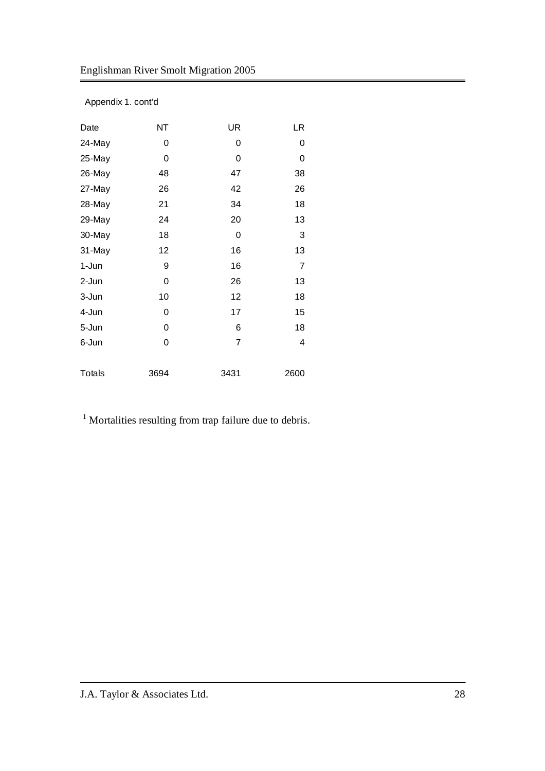Appendix 1. cont'd

| Date | NT | UR | LR |
|---|---|---|---|
| 24-May | 0 | 0 | 0 |
| 25-May | 0 | 0 | 0 |
| 26-May | 48 | 47 | 38 |
| 27-May | 26 | 42 | 26 |
| 28-May | 21 | 34 | 18 |
| 29-May | 24 | 20 | 13 |
| 30-May | 18 | 0 | 3 |
| 31-May | 12 | 16 | 13 |
| 1-Jun | 9 | 16 | 7 |
| 2-Jun | 0 | 26 | 13 |
| 3-Jun | 10 | 12 | 18 |
| 4-Jun | 0 | 17 | 15 |
| 5-Jun | 0 | 6 | 18 |
| 6-Jun | 0 | 7 | 4 |
| Totals | 3694 | 3431 | 2600 |

[1] Mortalities resulting from trap failure due to debris.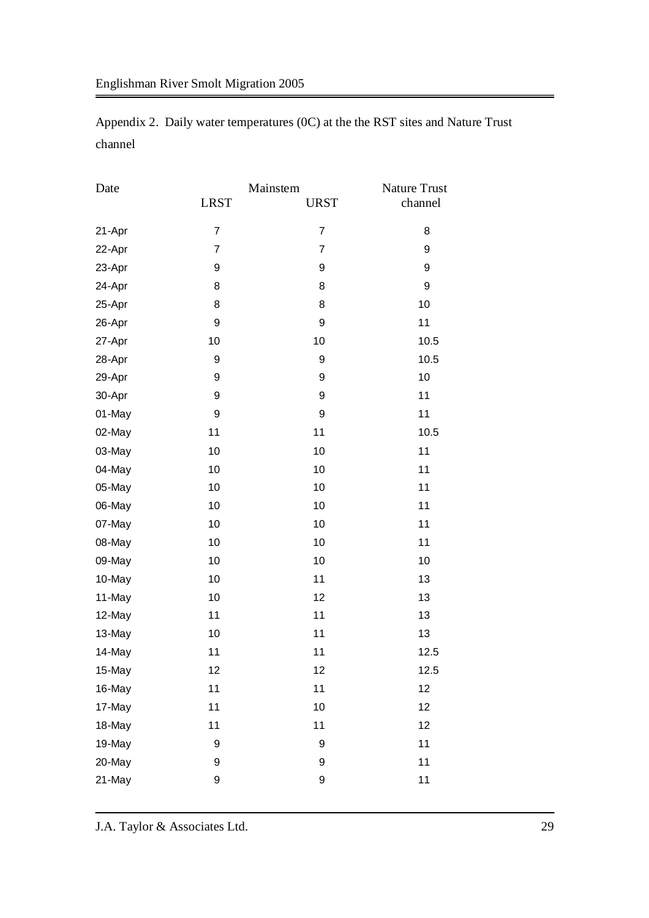Appendix 2. Daily water temperatures (0C) at the the RST sites and Nature Trust channel

| Date | Mainstem | | Nature Trust |
|---|---|---|---|
| | LRST | URST | channel |
| 21-Apr | 7 | 7 | 8 |
| 22-Apr | 7 | 7 | 9 |
| 23-Apr | 9 | 9 | 9 |
| 24-Apr | 8 | 8 | 9 |
| 25-Apr | 8 | 8 | 10 |
| 26-Apr | 9 | 9 | 11 |
| 27-Apr | 10 | 10 | 10.5 |
| 28-Apr | 9 | 9 | 10.5 |
| 29-Apr | 9 | 9 | 10 |
| 30-Apr | 9 | 9 | 11 |
| 01-May | 9 | 9 | 11 |
| 02-May | 11 | 11 | 10.5 |
| 03-May | 10 | 10 | 11 |
| 04-May | 10 | 10 | 11 |
| 05-May | 10 | 10 | 11 |
| 06-May | 10 | 10 | 11 |
| 07-May | 10 | 10 | 11 |
| 08-May | 10 | 10 | 11 |
| 09-May | 10 | 10 | 10 |
| 10-May | 10 | 11 | 13 |
| 11-May | 10 | 12 | 13 |
| 12-May | 11 | 11 | 13 |
| 13-May | 10 | 11 | 13 |
| 14-May | 11 | 11 | 12.5 |
| 15-May | 12 | 12 | 12.5 |
| 16-May | 11 | 11 | 12 |
| 17-May | 11 | 10 | 12 |
| 18-May | 11 | 11 | 12 |
| 19-May | 9 | 9 | 11 |
| 20-May | 9 | 9 | 11 |
| 21-May | 9 | 9 | 11 |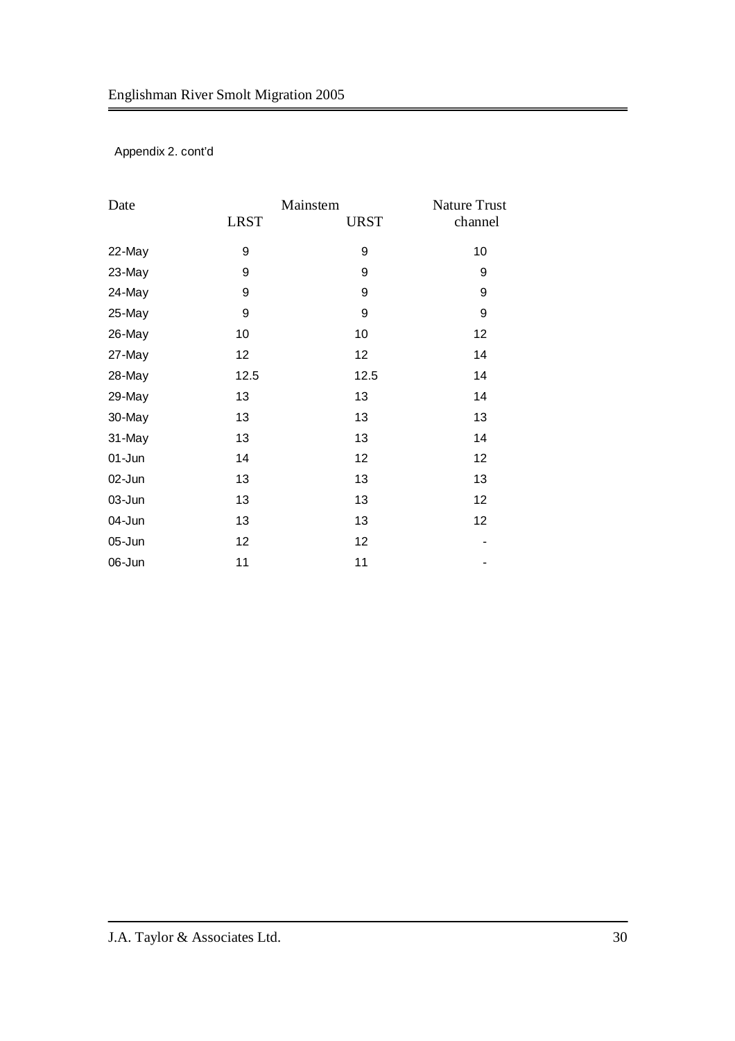Appendix 2. cont'd

| Date | Mainstem | | Nature Trust |
| --- | --- | --- | --- |
| | LRST | URST | channel |
| 22-May | 9 | 9 | 10 |
| 23-May | 9 | 9 | 9 |
| 24-May | 9 | 9 | 9 |
| 25-May | 9 | 9 | 9 |
| 26-May | 10 | 10 | 12 |
| 27-May | 12 | 12 | 14 |
| 28-May | 12.5 | 12.5 | 14 |
| 29-May | 13 | 13 | 14 |
| 30-May | 13 | 13 | 13 |
| 31-May | 13 | 13 | 14 |
| 01-Jun | 14 | 12 | 12 |
| 02-Jun | 13 | 13 | 13 |
| 03-Jun | 13 | 13 | 12 |
| 04-Jun | 13 | 13 | 12 |
| 05-Jun | 12 | 12 | - |
| 06-Jun | 11 | 11 | - |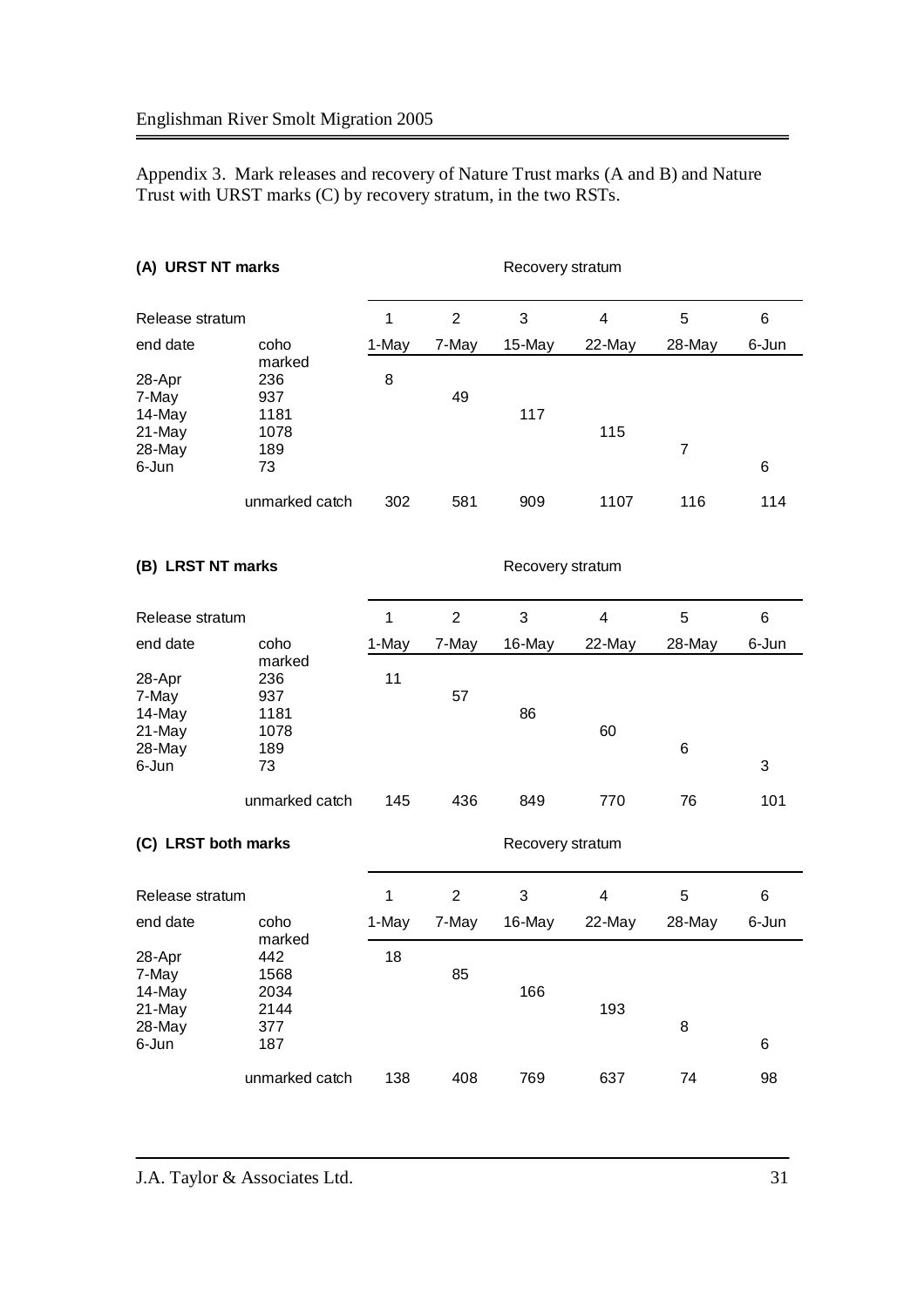Appendix 3. Mark releases and recovery of Nature Trust marks (A and B) and Nature Trust with URST marks (C) by recovery stratum, in the two RSTs.

**(A) URST NT marks**

| Release stratum | | Recovery stratum 1 | 2 | 3 | 4 | 5 | 6 |
|---|---|---|---|---|---|---|---|
| end date | coho marked | 1-May | 7-May | 15-May | 22-May | 28-May | 6-Jun |
| 28-Apr | 236 | 8 | | | | | |
| 7-May | 937 | | 49 | | | | |
| 14-May | 1181 | | | 117 | | | |
| 21-May | 1078 | | | | 115 | | |
| 28-May | 189 | | | | | 7 | |
| 6-Jun | 73 | | | | | | 6 |
| | unmarked catch | 302 | 581 | 909 | 1107 | 116 | 114 |

**(B) LRST NT marks**

| Release stratum | | Recovery stratum 1 | 2 | 3 | 4 | 5 | 6 |
|---|---|---|---|---|---|---|---|
| end date | coho marked | 1-May | 7-May | 16-May | 22-May | 28-May | 6-Jun |
| 28-Apr | 236 | 11 | | | | | |
| 7-May | 937 | | 57 | | | | |
| 14-May | 1181 | | | 86 | | | |
| 21-May | 1078 | | | | 60 | | |
| 28-May | 189 | | | | | 6 | |
| 6-Jun | 73 | | | | | | 3 |
| | unmarked catch | 145 | 436 | 849 | 770 | 76 | 101 |

**(C) LRST both marks**

| Release stratum | | Recovery stratum 1 | 2 | 3 | 4 | 5 | 6 |
|---|---|---|---|---|---|---|---|
| end date | coho marked | 1-May | 7-May | 16-May | 22-May | 28-May | 6-Jun |
| 28-Apr | 442 | 18 | | | | | |
| 7-May | 1568 | | 85 | | | | |
| 14-May | 2034 | | | 166 | | | |
| 21-May | 2144 | | | | 193 | | |
| 28-May | 377 | | | | | 8 | |
| 6-Jun | 187 | | | | | | 6 |
| | unmarked catch | 138 | 408 | 769 | 637 | 74 | 98 |